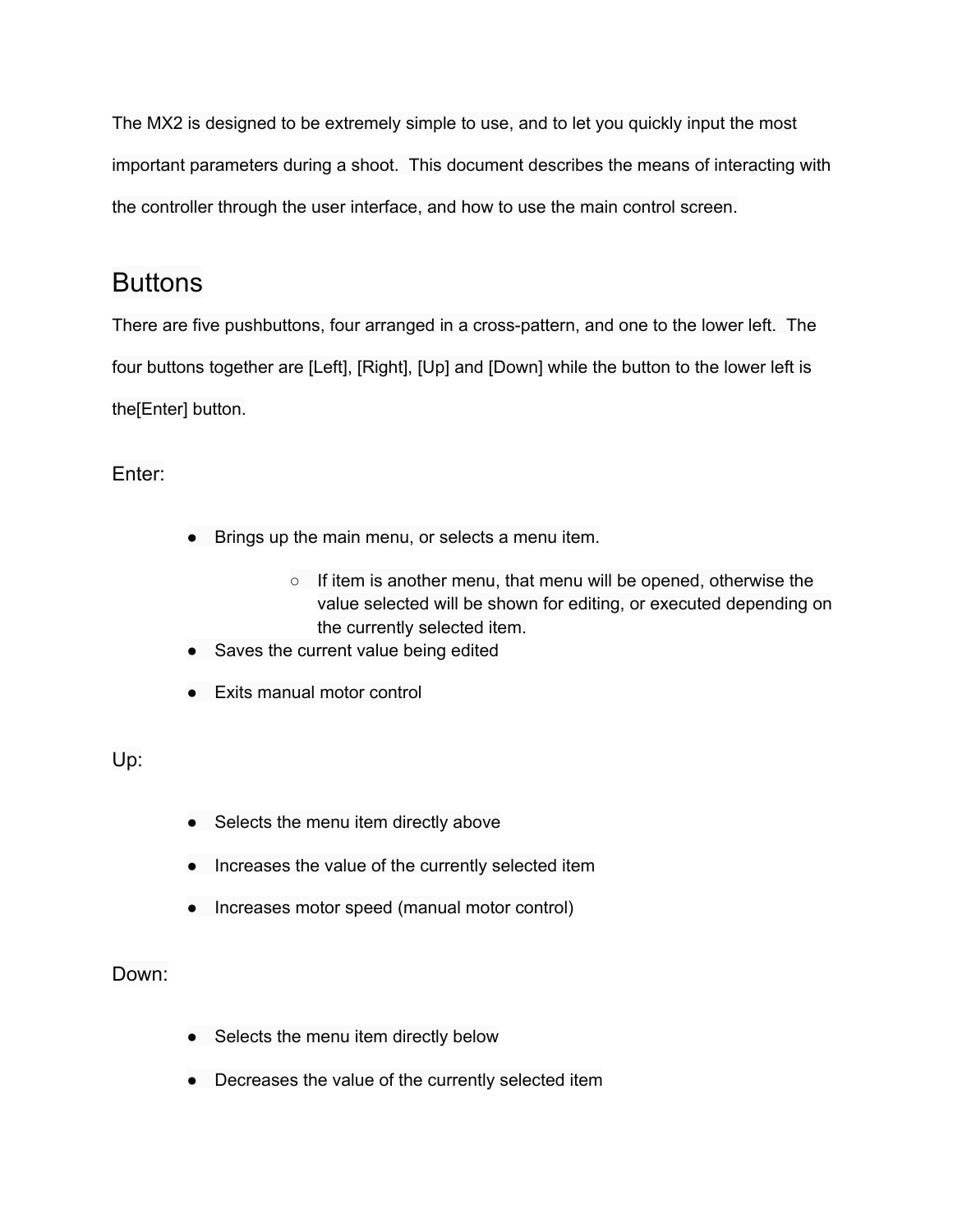The MX2 is designed to be extremely simple to use, and to let you quickly input the most important parameters during a shoot.  This document describes the means of interacting with the controller through the user interface, and how to use the main control screen.

## Buttons

There are five pushbuttons, four arranged in a cross-pattern, and one to the lower left.  The four buttons together are [Left], [Right], [Up] and [Down] while the button to the lower left is the[Enter] button.

### Enter:

- Brings up the main menu, or selects a menu item.
    - If item is another menu, that menu will be opened, otherwise the value selected will be shown for editing, or executed depending on the currently selected item.
- Saves the current value being edited
- Exits manual motor control

### Up:

- Selects the menu item directly above
- Increases the value of the currently selected item
- Increases motor speed (manual motor control)

### Down:

- Selects the menu item directly below
- Decreases the value of the currently selected item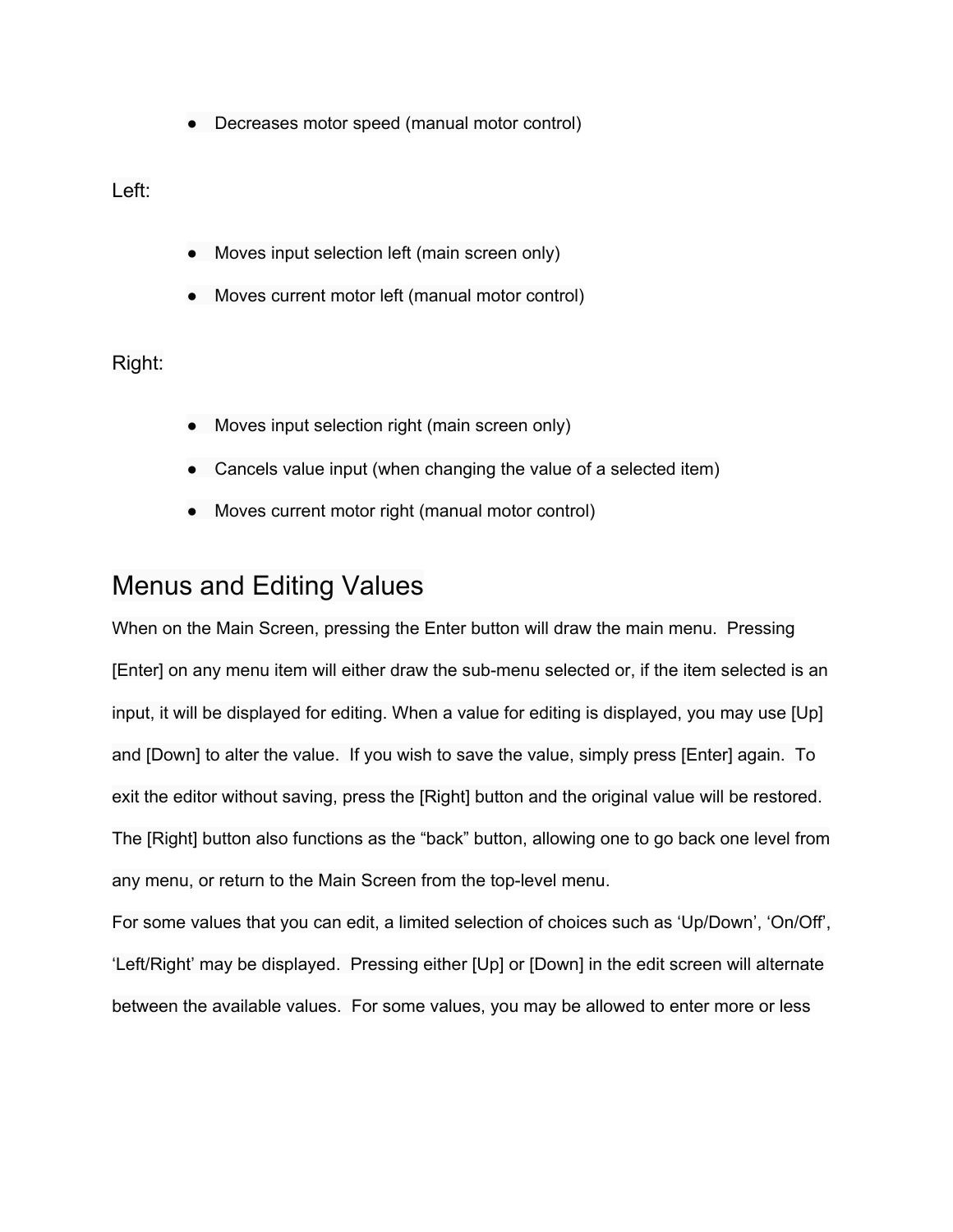- Decreases motor speed (manual motor control)

Left:

- Moves input selection left (main screen only)
- Moves current motor left (manual motor control)

Right:

- Moves input selection right (main screen only)
- Cancels value input (when changing the value of a selected item)
- Moves current motor right (manual motor control)

## Menus and Editing Values

When on the Main Screen, pressing the Enter button will draw the main menu. Pressing [Enter] on any menu item will either draw the sub-menu selected or, if the item selected is an input, it will be displayed for editing. When a value for editing is displayed, you may use [Up] and [Down] to alter the value. If you wish to save the value, simply press [Enter] again. To exit the editor without saving, press the [Right] button and the original value will be restored. The [Right] button also functions as the “back” button, allowing one to go back one level from any menu, or return to the Main Screen from the top-level menu.

For some values that you can edit, a limited selection of choices such as ‘Up/Down’, ‘On/Off’, ‘Left/Right’ may be displayed. Pressing either [Up] or [Down] in the edit screen will alternate between the available values. For some values, you may be allowed to enter more or less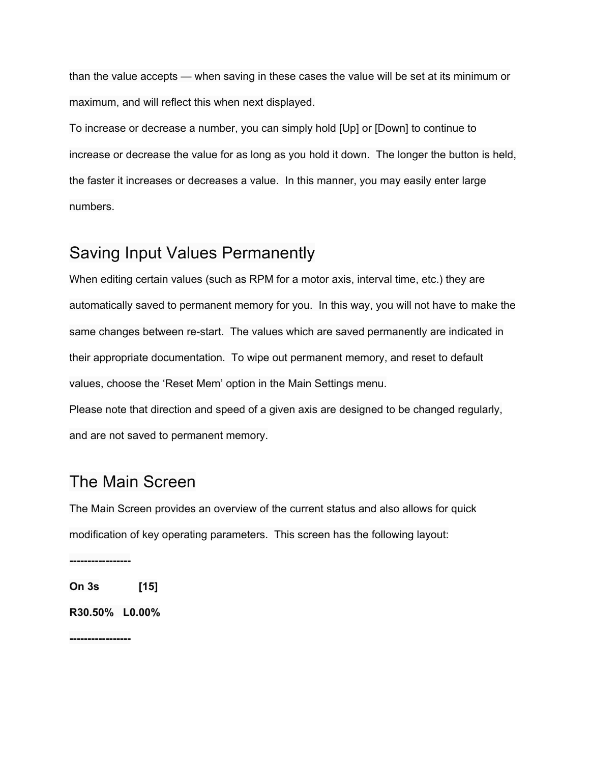than the value accepts — when saving in these cases the value will be set at its minimum or maximum, and will reflect this when next displayed.

To increase or decrease a number, you can simply hold [Up] or [Down] to continue to increase or decrease the value for as long as you hold it down. The longer the button is held, the faster it increases or decreases a value. In this manner, you may easily enter large numbers.

## Saving Input Values Permanently

When editing certain values (such as RPM for a motor axis, interval time, etc.) they are automatically saved to permanent memory for you. In this way, you will not have to make the same changes between re-start. The values which are saved permanently are indicated in their appropriate documentation. To wipe out permanent memory, and reset to default values, choose the 'Reset Mem' option in the Main Settings menu.

Please note that direction and speed of a given axis are designed to be changed regularly, and are not saved to permanent memory.

## The Main Screen

The Main Screen provides an overview of the current status and also allows for quick modification of key operating parameters. This screen has the following layout:

```
----------------
On 3s       [15]
R30.50%   L0.00%
----------------
```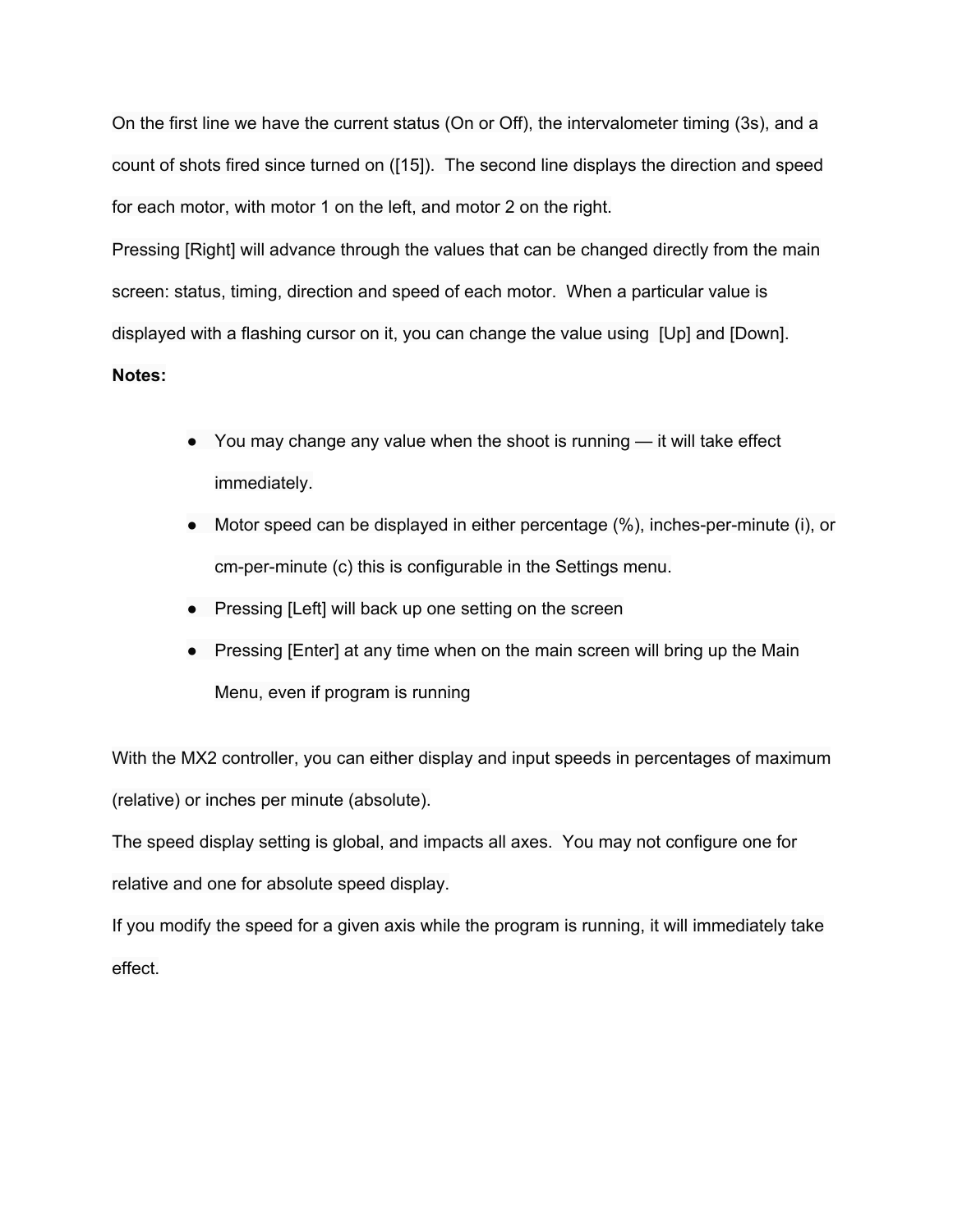On the first line we have the current status (On or Off), the intervalometer timing (3s), and a count of shots fired since turned on ([15]). The second line displays the direction and speed for each motor, with motor 1 on the left, and motor 2 on the right.

Pressing [Right] will advance through the values that can be changed directly from the main screen: status, timing, direction and speed of each motor. When a particular value is displayed with a flashing cursor on it, you can change the value using [Up] and [Down].

**Notes:**

- You may change any value when the shoot is running — it will take effect immediately.
- Motor speed can be displayed in either percentage (%), inches-per-minute (i), or cm-per-minute (c) this is configurable in the Settings menu.
- Pressing [Left] will back up one setting on the screen
- Pressing [Enter] at any time when on the main screen will bring up the Main Menu, even if program is running

With the MX2 controller, you can either display and input speeds in percentages of maximum (relative) or inches per minute (absolute).

The speed display setting is global, and impacts all axes. You may not configure one for relative and one for absolute speed display.

If you modify the speed for a given axis while the program is running, it will immediately take effect.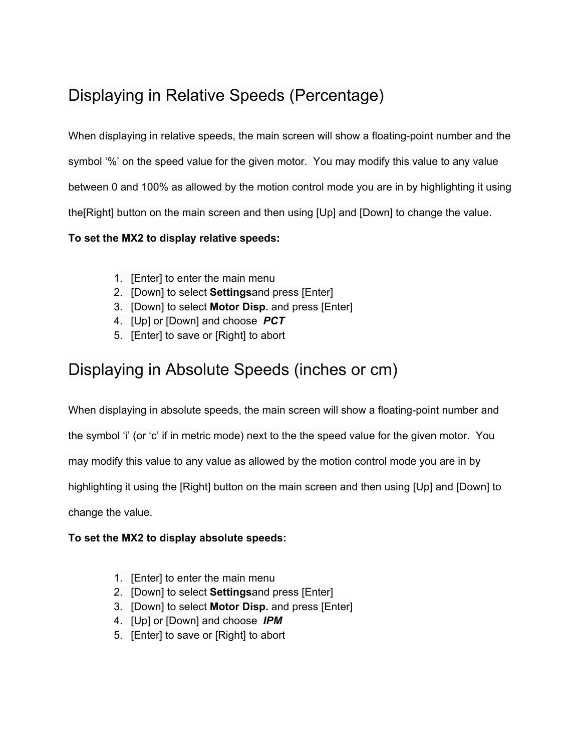# Displaying in Relative Speeds (Percentage)

When displaying in relative speeds, the main screen will show a floating-point number and the symbol '%' on the speed value for the given motor.  You may modify this value to any value between 0 and 100% as allowed by the motion control mode you are in by highlighting it using the[Right] button on the main screen and then using [Up] and [Down] to change the value.

**To set the MX2 to display relative speeds:**

1. [Enter] to enter the main menu
2. [Down] to select **Settings**and press [Enter]
3. [Down] to select **Motor Disp.** and press [Enter]
4. [Up] or [Down] and choose ***PCT***
5. [Enter] to save or [Right] to abort

# Displaying in Absolute Speeds (inches or cm)

When displaying in absolute speeds, the main screen will show a floating-point number and the symbol 'i' (or 'c' if in metric mode) next to the the speed value for the given motor.  You may modify this value to any value as allowed by the motion control mode you are in by highlighting it using the [Right] button on the main screen and then using [Up] and [Down] to change the value.

**To set the MX2 to display absolute speeds:**

1. [Enter] to enter the main menu
2. [Down] to select **Settings**and press [Enter]
3. [Down] to select **Motor Disp.** and press [Enter]
4. [Up] or [Down] and choose ***IPM***
5. [Enter] to save or [Right] to abort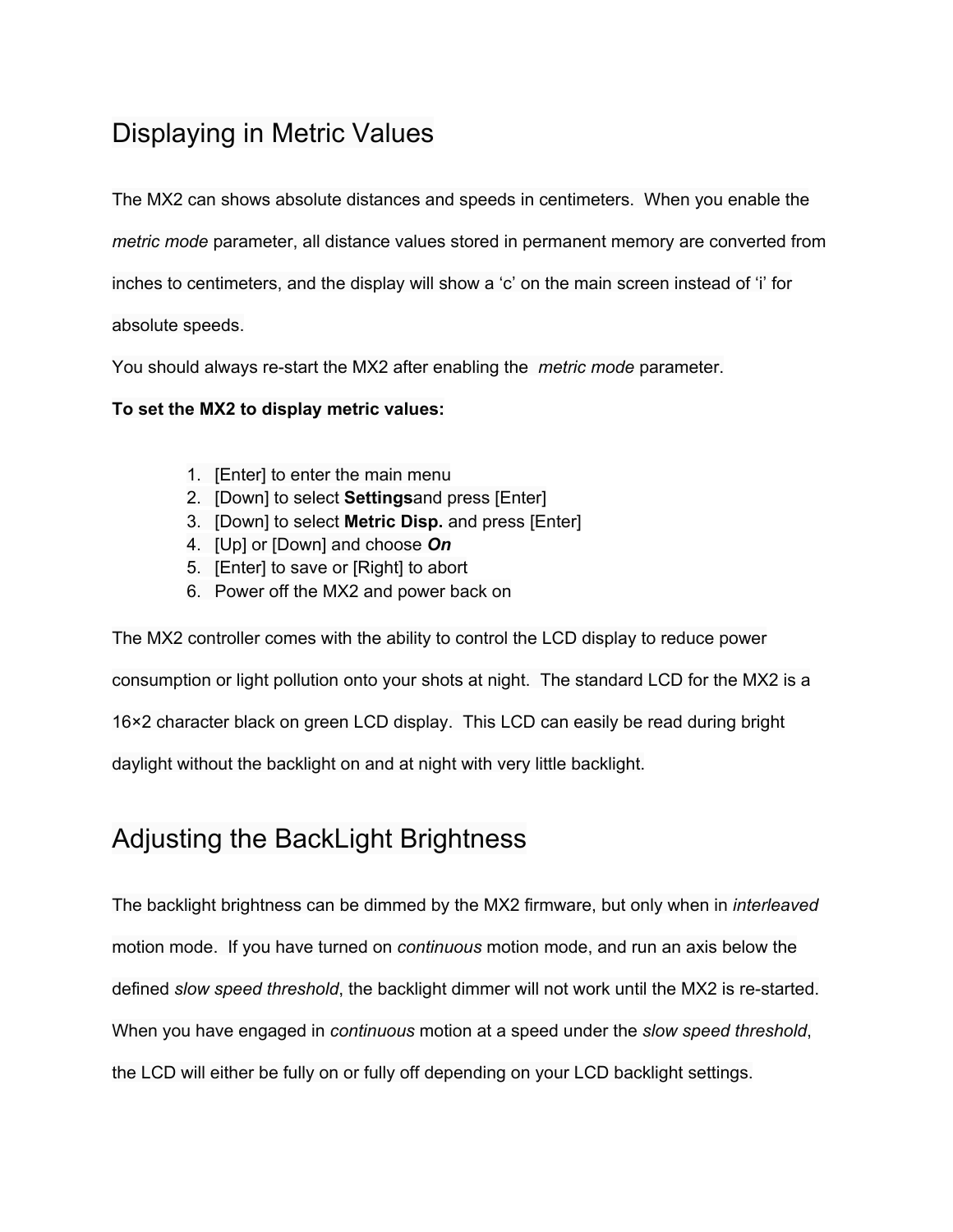# Displaying in Metric Values

The MX2 can shows absolute distances and speeds in centimeters. When you enable the *metric mode* parameter, all distance values stored in permanent memory are converted from inches to centimeters, and the display will show a 'c' on the main screen instead of 'i' for absolute speeds.

You should always re-start the MX2 after enabling the *metric mode* parameter.

**To set the MX2 to display metric values:**

1. [Enter] to enter the main menu
2. [Down] to select **Settings**and press [Enter]
3. [Down] to select **Metric Disp.** and press [Enter]
4. [Up] or [Down] and choose ***On***
5. [Enter] to save or [Right] to abort
6. Power off the MX2 and power back on

The MX2 controller comes with the ability to control the LCD display to reduce power consumption or light pollution onto your shots at night. The standard LCD for the MX2 is a 16×2 character black on green LCD display. This LCD can easily be read during bright daylight without the backlight on and at night with very little backlight.

# Adjusting the BackLight Brightness

The backlight brightness can be dimmed by the MX2 firmware, but only when in *interleaved* motion mode. If you have turned on *continuous* motion mode, and run an axis below the defined *slow speed threshold*, the backlight dimmer will not work until the MX2 is re-started. When you have engaged in *continuous* motion at a speed under the *slow speed threshold*, the LCD will either be fully on or fully off depending on your LCD backlight settings.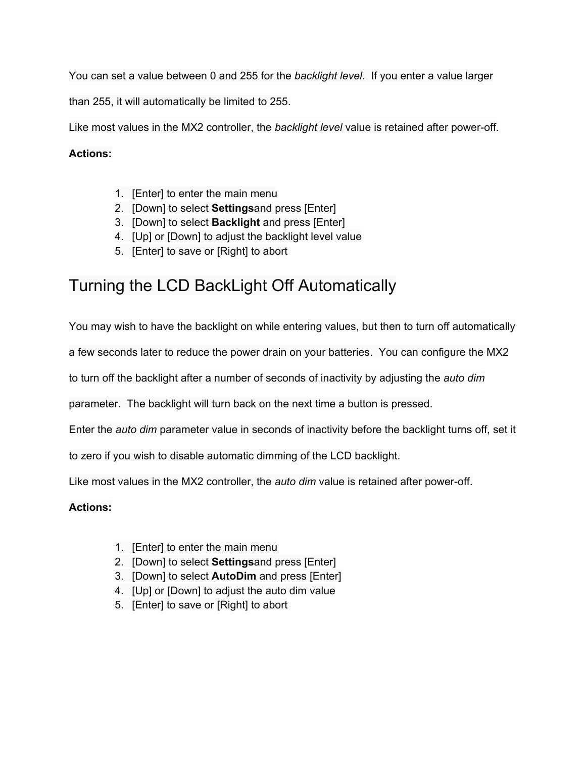You can set a value between 0 and 255 for the *backlight level*.  If you enter a value larger than 255, it will automatically be limited to 255.

Like most values in the MX2 controller, the *backlight level* value is retained after power-off.

**Actions:**

1. [Enter] to enter the main menu
2. [Down] to select **Settings**and press [Enter]
3. [Down] to select **Backlight** and press [Enter]
4. [Up] or [Down] to adjust the backlight level value
5. [Enter] to save or [Right] to abort

## Turning the LCD BackLight Off Automatically

You may wish to have the backlight on while entering values, but then to turn off automatically a few seconds later to reduce the power drain on your batteries.  You can configure the MX2 to turn off the backlight after a number of seconds of inactivity by adjusting the *auto dim* parameter.  The backlight will turn back on the next time a button is pressed.

Enter the *auto dim* parameter value in seconds of inactivity before the backlight turns off, set it to zero if you wish to disable automatic dimming of the LCD backlight.

Like most values in the MX2 controller, the *auto dim* value is retained after power-off.

**Actions:**

1. [Enter] to enter the main menu
2. [Down] to select **Settings**and press [Enter]
3. [Down] to select **AutoDim** and press [Enter]
4. [Up] or [Down] to adjust the auto dim value
5. [Enter] to save or [Right] to abort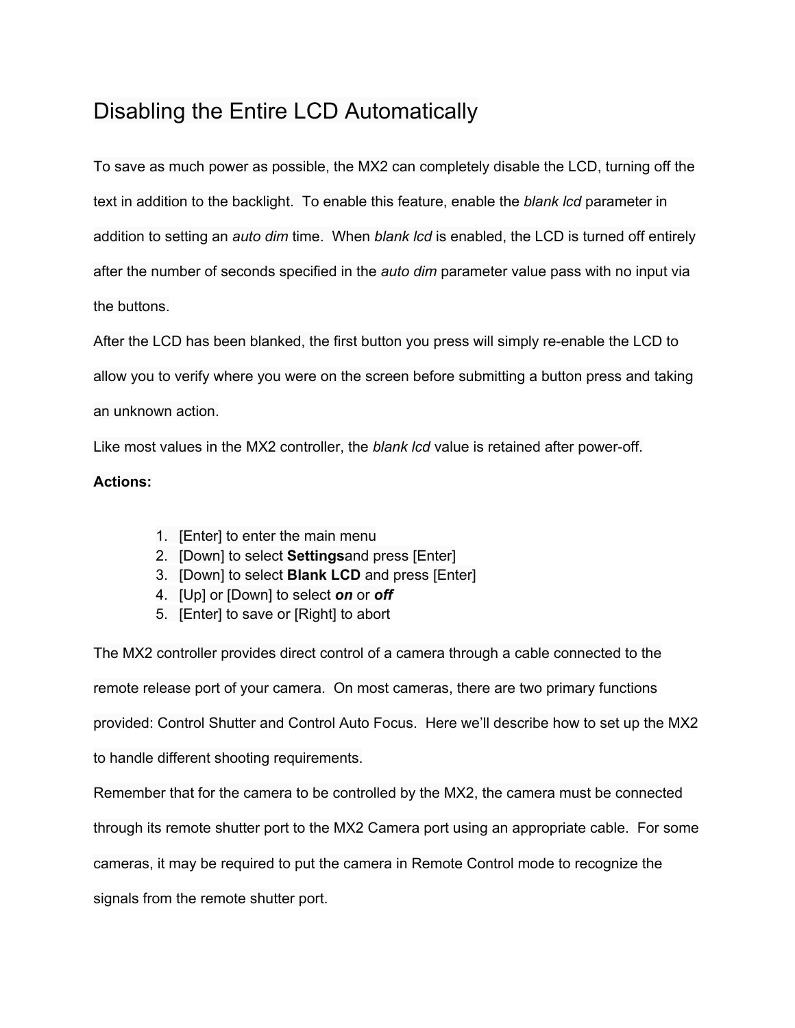# Disabling the Entire LCD Automatically

To save as much power as possible, the MX2 can completely disable the LCD, turning off the text in addition to the backlight. To enable this feature, enable the *blank lcd* parameter in addition to setting an *auto dim* time. When *blank lcd* is enabled, the LCD is turned off entirely after the number of seconds specified in the *auto dim* parameter value pass with no input via the buttons.

After the LCD has been blanked, the first button you press will simply re-enable the LCD to allow you to verify where you were on the screen before submitting a button press and taking an unknown action.

Like most values in the MX2 controller, the *blank lcd* value is retained after power-off.

**Actions:**

1. [Enter] to enter the main menu
2. [Down] to select **Settings**and press [Enter]
3. [Down] to select **Blank LCD** and press [Enter]
4. [Up] or [Down] to select ***on*** or ***off***
5. [Enter] to save or [Right] to abort

The MX2 controller provides direct control of a camera through a cable connected to the remote release port of your camera. On most cameras, there are two primary functions provided: Control Shutter and Control Auto Focus. Here we'll describe how to set up the MX2 to handle different shooting requirements.

Remember that for the camera to be controlled by the MX2, the camera must be connected through its remote shutter port to the MX2 Camera port using an appropriate cable. For some cameras, it may be required to put the camera in Remote Control mode to recognize the signals from the remote shutter port.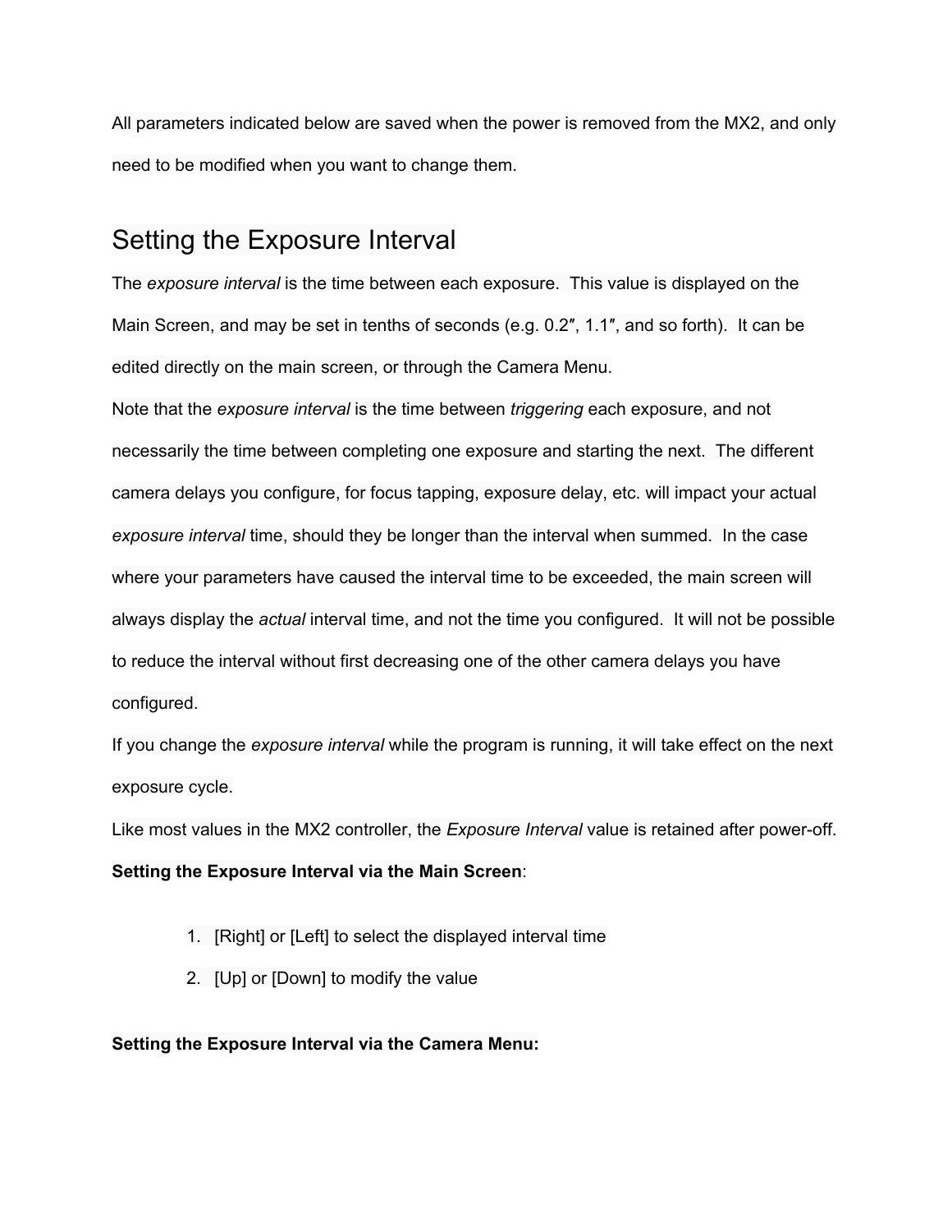All parameters indicated below are saved when the power is removed from the MX2, and only need to be modified when you want to change them.

## Setting the Exposure Interval

The *exposure interval* is the time between each exposure. This value is displayed on the Main Screen, and may be set in tenths of seconds (e.g. 0.2″, 1.1″, and so forth). It can be edited directly on the main screen, or through the Camera Menu.

Note that the *exposure interval* is the time between *triggering* each exposure, and not necessarily the time between completing one exposure and starting the next. The different camera delays you configure, for focus tapping, exposure delay, etc. will impact your actual *exposure interval* time, should they be longer than the interval when summed. In the case where your parameters have caused the interval time to be exceeded, the main screen will always display the *actual* interval time, and not the time you configured. It will not be possible to reduce the interval without first decreasing one of the other camera delays you have configured.

If you change the *exposure interval* while the program is running, it will take effect on the next exposure cycle.

Like most values in the MX2 controller, the *Exposure Interval* value is retained after power-off.

**Setting the Exposure Interval via the Main Screen**:

1. [Right] or [Left] to select the displayed interval time
2. [Up] or [Down] to modify the value

**Setting the Exposure Interval via the Camera Menu:**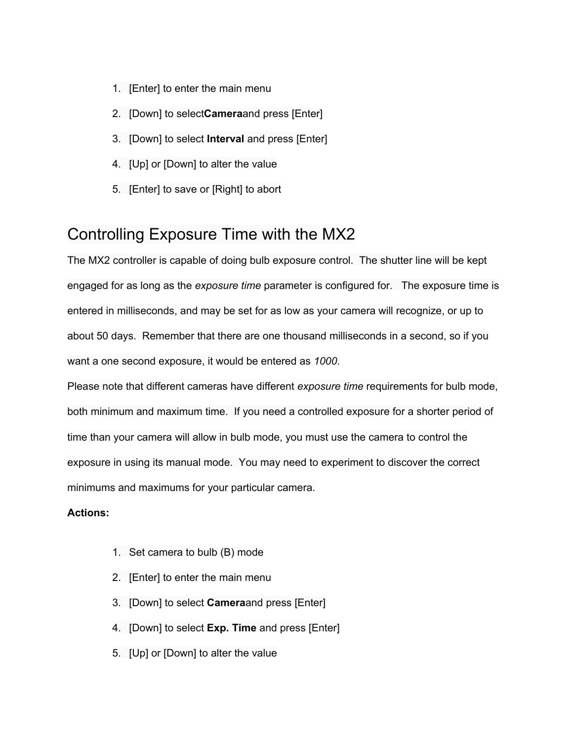1. [Enter] to enter the main menu
2. [Down] to select**Camera**and press [Enter]
3. [Down] to select **Interval** and press [Enter]
4. [Up] or [Down] to alter the value
5. [Enter] to save or [Right] to abort

## Controlling Exposure Time with the MX2

The MX2 controller is capable of doing bulb exposure control. The shutter line will be kept engaged for as long as the *exposure time* parameter is configured for. The exposure time is entered in milliseconds, and may be set for as low as your camera will recognize, or up to about 50 days. Remember that there are one thousand milliseconds in a second, so if you want a one second exposure, it would be entered as *1000*.

Please note that different cameras have different *exposure time* requirements for bulb mode, both minimum and maximum time. If you need a controlled exposure for a shorter period of time than your camera will allow in bulb mode, you must use the camera to control the exposure in using its manual mode. You may need to experiment to discover the correct minimums and maximums for your particular camera.

**Actions:**

1. Set camera to bulb (B) mode
2. [Enter] to enter the main menu
3. [Down] to select **Camera**and press [Enter]
4. [Down] to select **Exp. Time** and press [Enter]
5. [Up] or [Down] to alter the value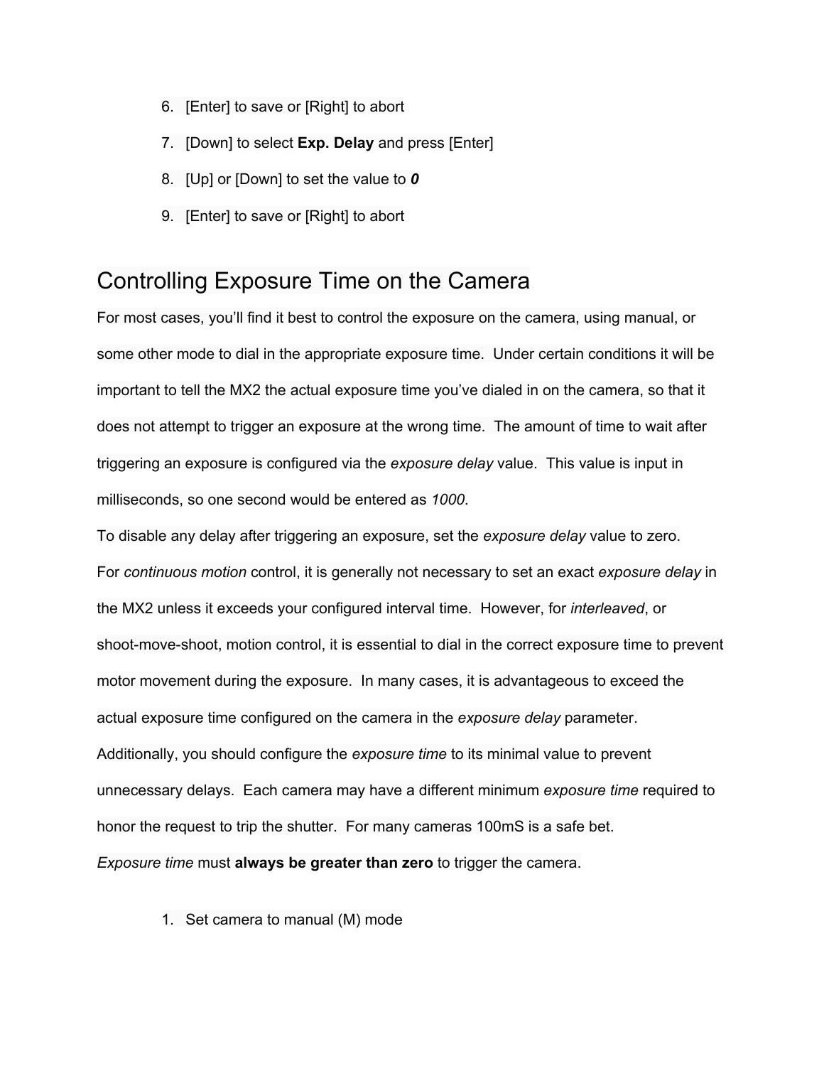6. [Enter] to save or [Right] to abort
7. [Down] to select **Exp. Delay** and press [Enter]
8. [Up] or [Down] to set the value to ***0***
9. [Enter] to save or [Right] to abort

## Controlling Exposure Time on the Camera

For most cases, you'll find it best to control the exposure on the camera, using manual, or some other mode to dial in the appropriate exposure time. Under certain conditions it will be important to tell the MX2 the actual exposure time you've dialed in on the camera, so that it does not attempt to trigger an exposure at the wrong time. The amount of time to wait after triggering an exposure is configured via the *exposure delay* value. This value is input in milliseconds, so one second would be entered as *1000*.

To disable any delay after triggering an exposure, set the *exposure delay* value to zero.

For *continuous motion* control, it is generally not necessary to set an exact *exposure delay* in the MX2 unless it exceeds your configured interval time. However, for *interleaved*, or shoot-move-shoot, motion control, it is essential to dial in the correct exposure time to prevent motor movement during the exposure. In many cases, it is advantageous to exceed the actual exposure time configured on the camera in the *exposure delay* parameter.

Additionally, you should configure the *exposure time* to its minimal value to prevent unnecessary delays. Each camera may have a different minimum *exposure time* required to honor the request to trip the shutter. For many cameras 100mS is a safe bet.

*Exposure time* must **always be greater than zero** to trigger the camera.

1. Set camera to manual (M) mode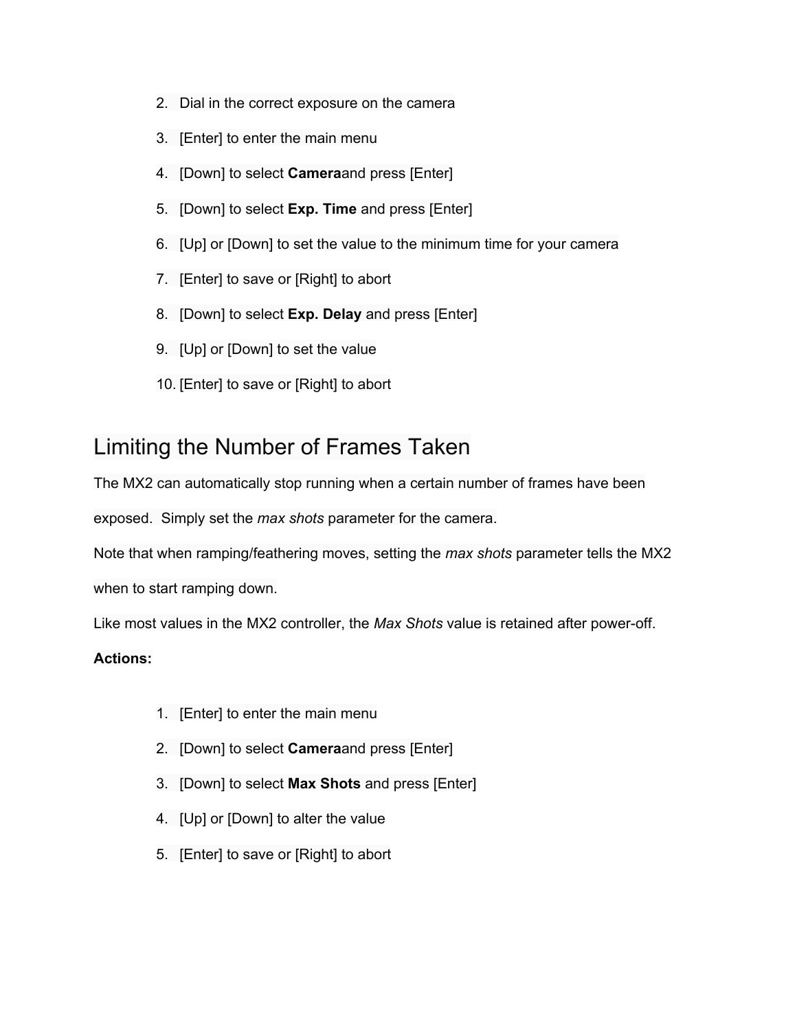2. Dial in the correct exposure on the camera
3. [Enter] to enter the main menu
4. [Down] to select **Camera**and press [Enter]
5. [Down] to select **Exp. Time** and press [Enter]
6. [Up] or [Down] to set the value to the minimum time for your camera
7. [Enter] to save or [Right] to abort
8. [Down] to select **Exp. Delay** and press [Enter]
9. [Up] or [Down] to set the value
10. [Enter] to save or [Right] to abort

## Limiting the Number of Frames Taken

The MX2 can automatically stop running when a certain number of frames have been exposed. Simply set the *max shots* parameter for the camera.

Note that when ramping/feathering moves, setting the *max shots* parameter tells the MX2 when to start ramping down.

Like most values in the MX2 controller, the *Max Shots* value is retained after power-off.

**Actions:**

1. [Enter] to enter the main menu
2. [Down] to select **Camera**and press [Enter]
3. [Down] to select **Max Shots** and press [Enter]
4. [Up] or [Down] to alter the value
5. [Enter] to save or [Right] to abort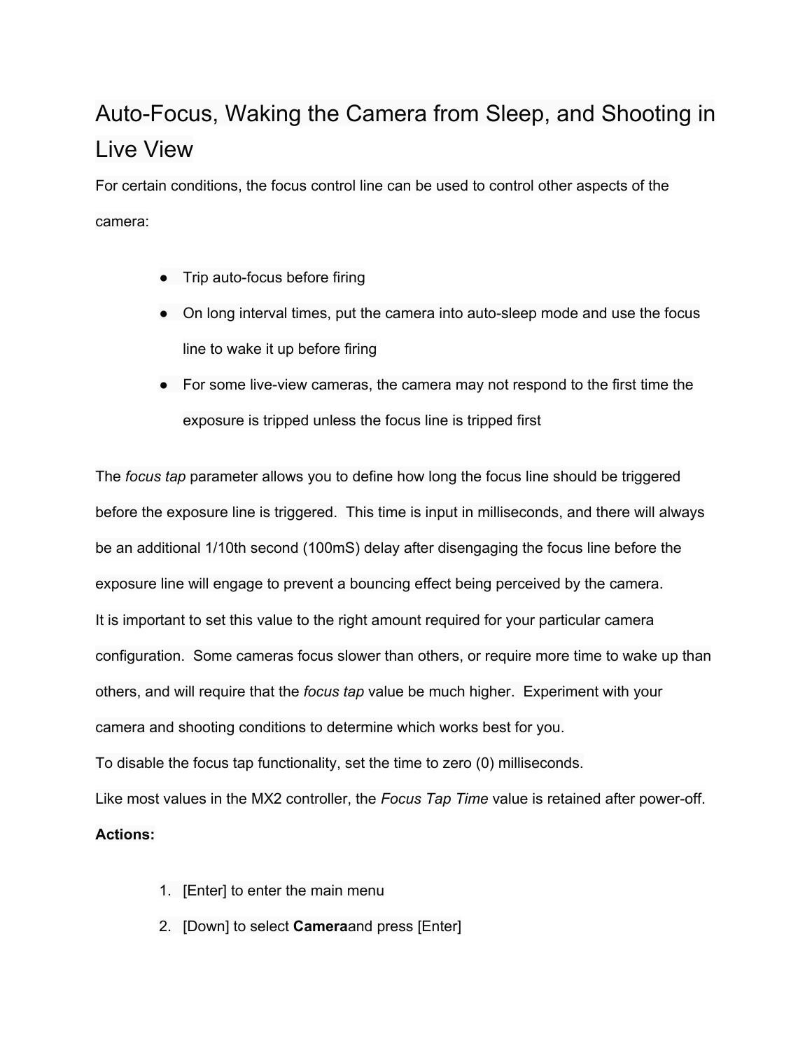# Auto-Focus, Waking the Camera from Sleep, and Shooting in Live View

For certain conditions, the focus control line can be used to control other aspects of the camera:

- Trip auto-focus before firing
- On long interval times, put the camera into auto-sleep mode and use the focus line to wake it up before firing
- For some live-view cameras, the camera may not respond to the first time the exposure is tripped unless the focus line is tripped first

The *focus tap* parameter allows you to define how long the focus line should be triggered before the exposure line is triggered. This time is input in milliseconds, and there will always be an additional 1/10th second (100mS) delay after disengaging the focus line before the exposure line will engage to prevent a bouncing effect being perceived by the camera.

It is important to set this value to the right amount required for your particular camera configuration. Some cameras focus slower than others, or require more time to wake up than others, and will require that the *focus tap* value be much higher. Experiment with your camera and shooting conditions to determine which works best for you.

To disable the focus tap functionality, set the time to zero (0) milliseconds.

Like most values in the MX2 controller, the *Focus Tap Time* value is retained after power-off.

**Actions:**

1. [Enter] to enter the main menu
2. [Down] to select **Camera**and press [Enter]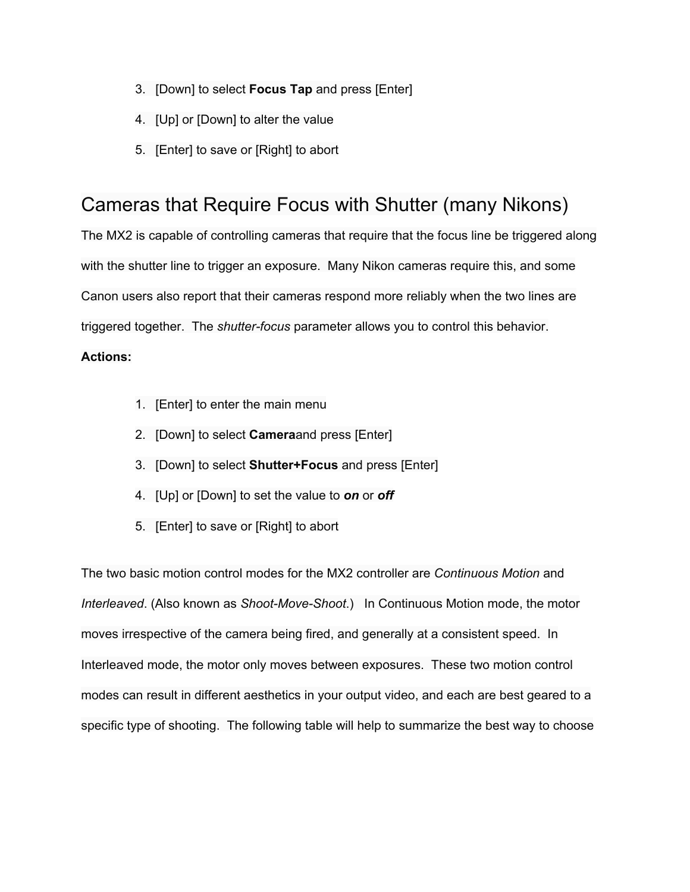3. [Down] to select **Focus Tap** and press [Enter]
4. [Up] or [Down] to alter the value
5. [Enter] to save or [Right] to abort

## Cameras that Require Focus with Shutter (many Nikons)

The MX2 is capable of controlling cameras that require that the focus line be triggered along with the shutter line to trigger an exposure. Many Nikon cameras require this, and some Canon users also report that their cameras respond more reliably when the two lines are triggered together. The *shutter-focus* parameter allows you to control this behavior.

**Actions:**

1. [Enter] to enter the main menu
2. [Down] to select **Camera**and press [Enter]
3. [Down] to select **Shutter+Focus** and press [Enter]
4. [Up] or [Down] to set the value to ***on*** or ***off***
5. [Enter] to save or [Right] to abort

The two basic motion control modes for the MX2 controller are *Continuous Motion* and *Interleaved*. (Also known as *Shoot-Move-Shoot*.) In Continuous Motion mode, the motor moves irrespective of the camera being fired, and generally at a consistent speed. In Interleaved mode, the motor only moves between exposures. These two motion control modes can result in different aesthetics in your output video, and each are best geared to a specific type of shooting. The following table will help to summarize the best way to choose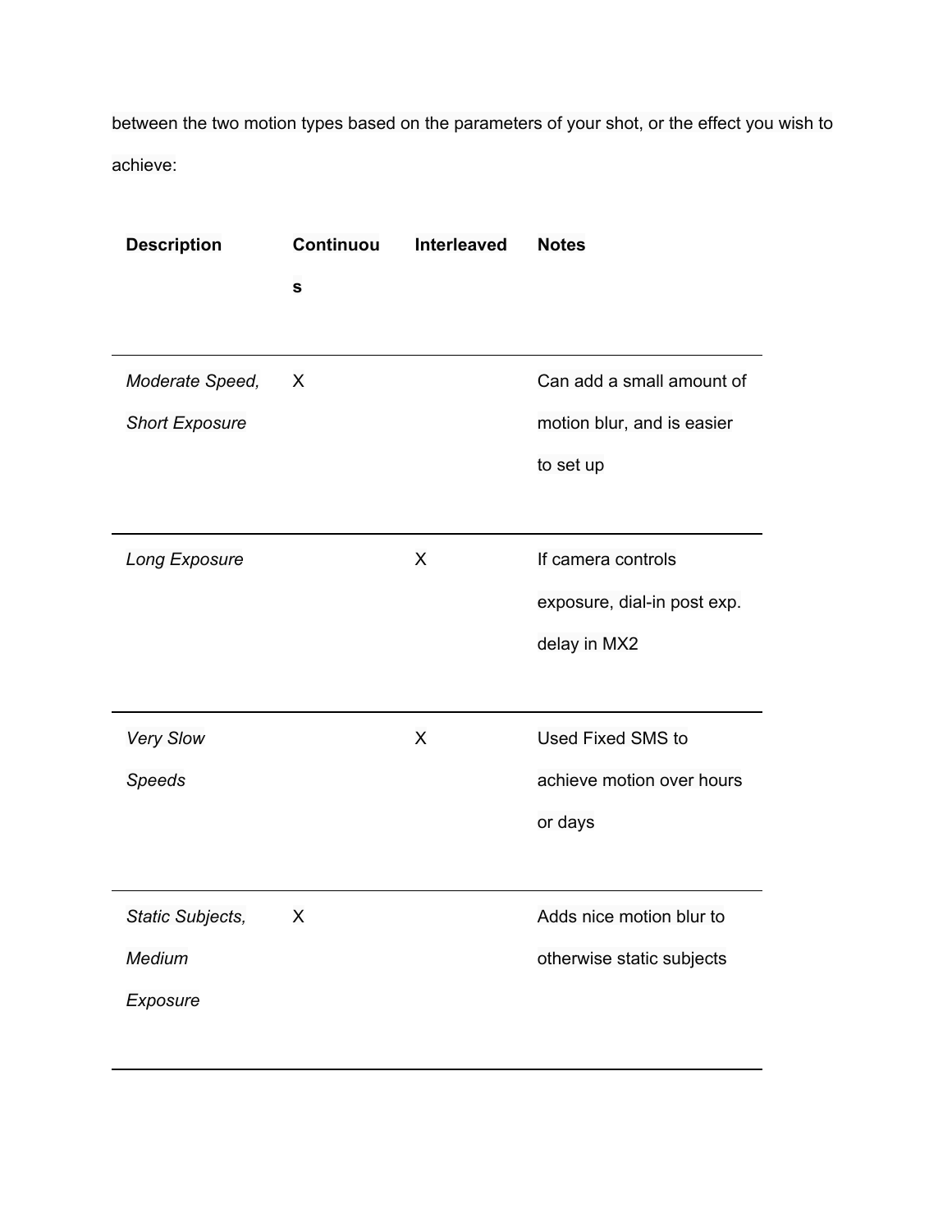between the two motion types based on the parameters of your shot, or the effect you wish to achieve:

| **Description** | **Continuous** | **Interleaved** | **Notes** |
|---|---|---|---|
| *Moderate Speed, Short Exposure* | X | | Can add a small amount of motion blur, and is easier to set up |
| *Long Exposure* | | X | If camera controls exposure, dial-in post exp. delay in MX2 |
| *Very Slow Speeds* | | X | Used Fixed SMS to achieve motion over hours or days |
| *Static Subjects, Medium Exposure* | X | | Adds nice motion blur to otherwise static subjects |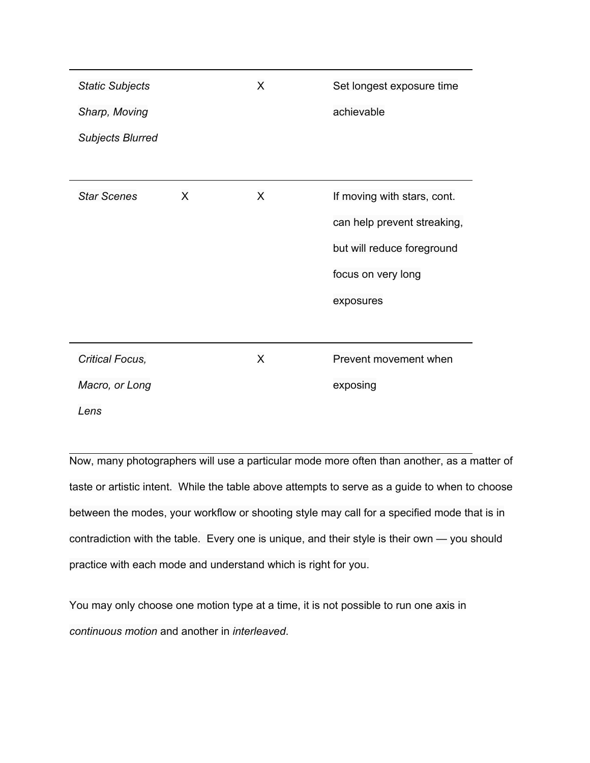| | | | |
|---|---|---|---|
| *Static Subjects Sharp, Moving Subjects Blurred* | | X | Set longest exposure time achievable |
| *Star Scenes* | X | X | If moving with stars, cont. can help prevent streaking, but will reduce foreground focus on very long exposures |
| *Critical Focus, Macro, or Long Lens* | | X | Prevent movement when exposing |

Now, many photographers will use a particular mode more often than another, as a matter of taste or artistic intent. While the table above attempts to serve as a guide to when to choose between the modes, your workflow or shooting style may call for a specified mode that is in contradiction with the table. Every one is unique, and their style is their own — you should practice with each mode and understand which is right for you.

You may only choose one motion type at a time, it is not possible to run one axis in *continuous motion* and another in *interleaved*.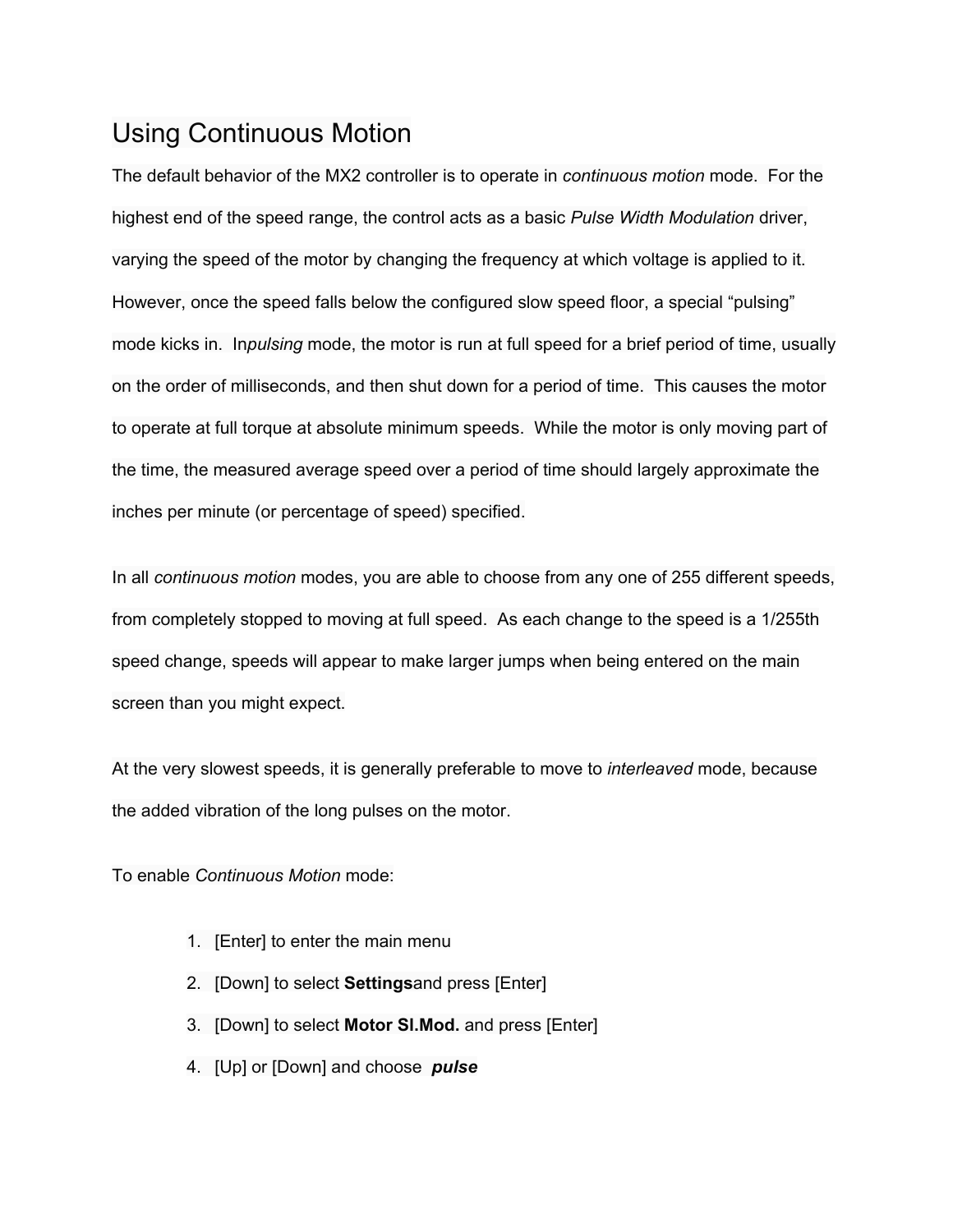# Using Continuous Motion

The default behavior of the MX2 controller is to operate in *continuous motion* mode. For the highest end of the speed range, the control acts as a basic *Pulse Width Modulation* driver, varying the speed of the motor by changing the frequency at which voltage is applied to it. However, once the speed falls below the configured slow speed floor, a special "pulsing" mode kicks in. In*pulsing* mode, the motor is run at full speed for a brief period of time, usually on the order of milliseconds, and then shut down for a period of time. This causes the motor to operate at full torque at absolute minimum speeds. While the motor is only moving part of the time, the measured average speed over a period of time should largely approximate the inches per minute (or percentage of speed) specified.

In all *continuous motion* modes, you are able to choose from any one of 255 different speeds, from completely stopped to moving at full speed. As each change to the speed is a 1/255th speed change, speeds will appear to make larger jumps when being entered on the main screen than you might expect.

At the very slowest speeds, it is generally preferable to move to *interleaved* mode, because the added vibration of the long pulses on the motor.

To enable *Continuous Motion* mode:

1. [Enter] to enter the main menu
2. [Down] to select **Settings**and press [Enter]
3. [Down] to select **Motor Sl.Mod.** and press [Enter]
4. [Up] or [Down] and choose ***pulse***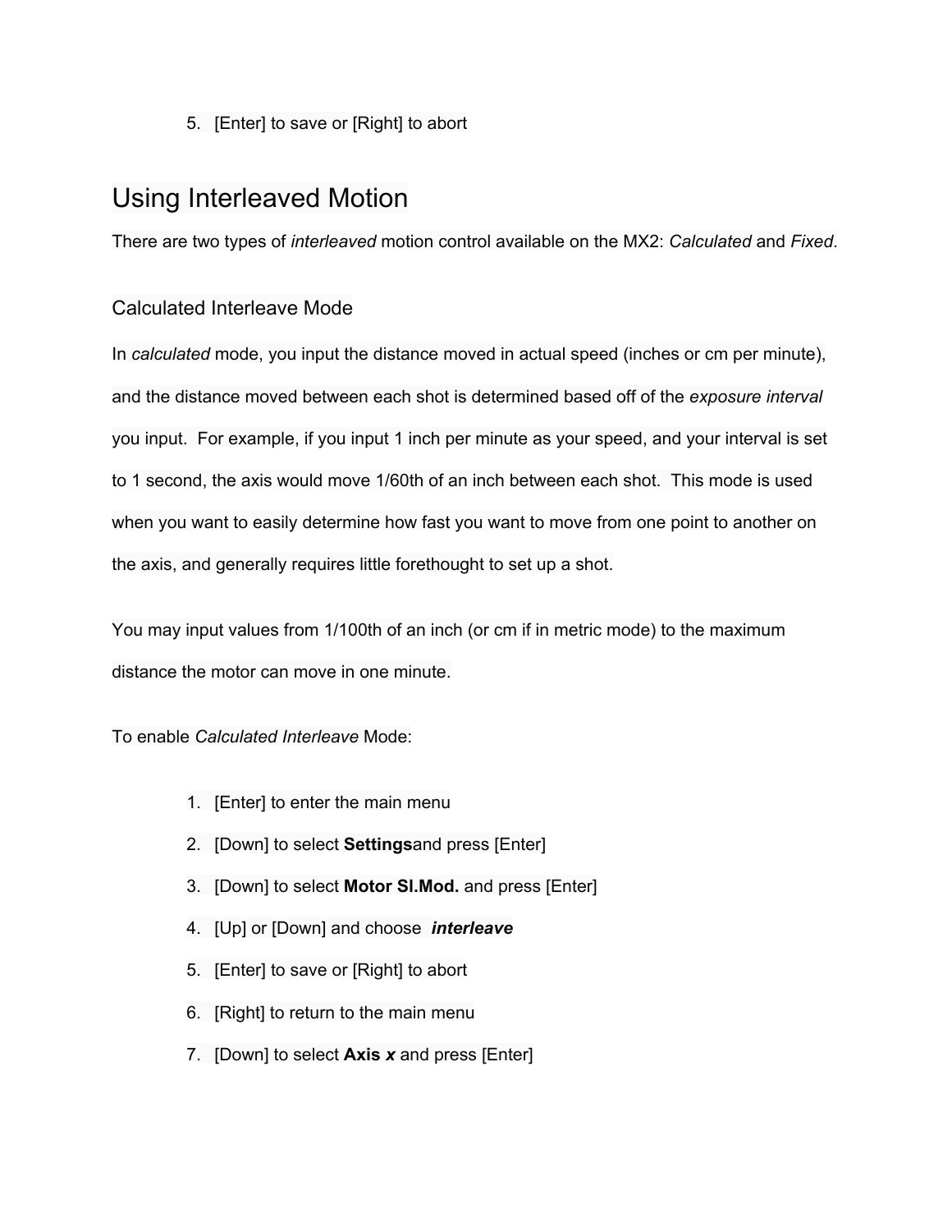5. [Enter] to save or [Right] to abort

# Using Interleaved Motion

There are two types of *interleaved* motion control available on the MX2: *Calculated* and *Fixed*.

## Calculated Interleave Mode

In *calculated* mode, you input the distance moved in actual speed (inches or cm per minute), and the distance moved between each shot is determined based off of the *exposure interval* you input. For example, if you input 1 inch per minute as your speed, and your interval is set to 1 second, the axis would move 1/60th of an inch between each shot. This mode is used when you want to easily determine how fast you want to move from one point to another on the axis, and generally requires little forethought to set up a shot.

You may input values from 1/100th of an inch (or cm if in metric mode) to the maximum distance the motor can move in one minute.

To enable *Calculated Interleave* Mode:

1. [Enter] to enter the main menu
2. [Down] to select **Settings**and press [Enter]
3. [Down] to select **Motor Sl.Mod.** and press [Enter]
4. [Up] or [Down] and choose ***interleave***
5. [Enter] to save or [Right] to abort
6. [Right] to return to the main menu
7. [Down] to select **Axis *x*** and press [Enter]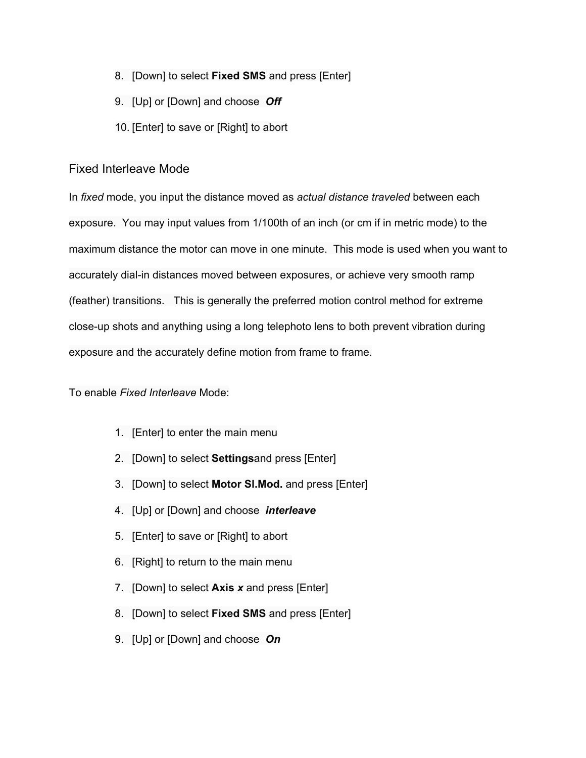8. [Down] to select **Fixed SMS** and press [Enter]
9. [Up] or [Down] and choose ***Off***
10. [Enter] to save or [Right] to abort

## Fixed Interleave Mode

In *fixed* mode, you input the distance moved as *actual distance traveled* between each exposure. You may input values from 1/100th of an inch (or cm if in metric mode) to the maximum distance the motor can move in one minute. This mode is used when you want to accurately dial-in distances moved between exposures, or achieve very smooth ramp (feather) transitions. This is generally the preferred motion control method for extreme close-up shots and anything using a long telephoto lens to both prevent vibration during exposure and the accurately define motion from frame to frame.

To enable *Fixed Interleave* Mode:

1. [Enter] to enter the main menu
2. [Down] to select **Settings**and press [Enter]
3. [Down] to select **Motor Sl.Mod.** and press [Enter]
4. [Up] or [Down] and choose ***interleave***
5. [Enter] to save or [Right] to abort
6. [Right] to return to the main menu
7. [Down] to select **Axis *x*** and press [Enter]
8. [Down] to select **Fixed SMS** and press [Enter]
9. [Up] or [Down] and choose ***On***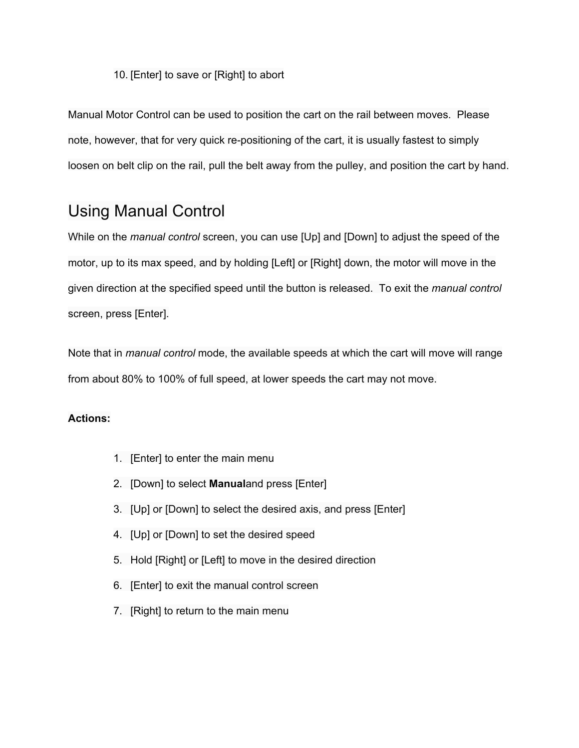10. [Enter] to save or [Right] to abort

Manual Motor Control can be used to position the cart on the rail between moves. Please note, however, that for very quick re-positioning of the cart, it is usually fastest to simply loosen on belt clip on the rail, pull the belt away from the pulley, and position the cart by hand.

# Using Manual Control

While on the *manual control* screen, you can use [Up] and [Down] to adjust the speed of the motor, up to its max speed, and by holding [Left] or [Right] down, the motor will move in the given direction at the specified speed until the button is released. To exit the *manual control* screen, press [Enter].

Note that in *manual control* mode, the available speeds at which the cart will move will range from about 80% to 100% of full speed, at lower speeds the cart may not move.

**Actions:**

1. [Enter] to enter the main menu
2. [Down] to select **Manual**and press [Enter]
3. [Up] or [Down] to select the desired axis, and press [Enter]
4. [Up] or [Down] to set the desired speed
5. Hold [Right] or [Left] to move in the desired direction
6. [Enter] to exit the manual control screen
7. [Right] to return to the main menu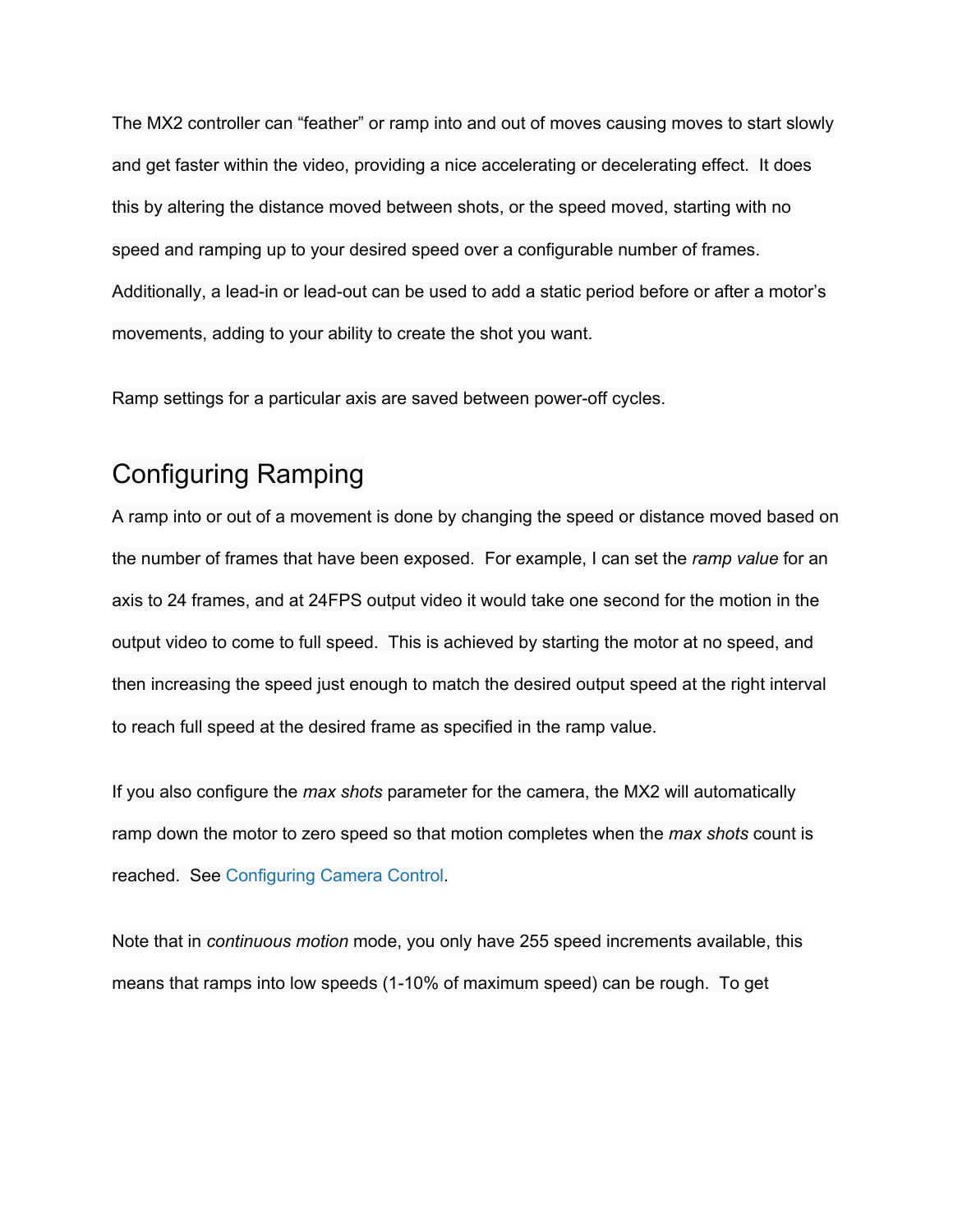The MX2 controller can “feather” or ramp into and out of moves causing moves to start slowly and get faster within the video, providing a nice accelerating or decelerating effect. It does this by altering the distance moved between shots, or the speed moved, starting with no speed and ramping up to your desired speed over a configurable number of frames. Additionally, a lead-in or lead-out can be used to add a static period before or after a motor’s movements, adding to your ability to create the shot you want.

Ramp settings for a particular axis are saved between power-off cycles.

## Configuring Ramping

A ramp into or out of a movement is done by changing the speed or distance moved based on the number of frames that have been exposed. For example, I can set the *ramp value* for an axis to 24 frames, and at 24FPS output video it would take one second for the motion in the output video to come to full speed. This is achieved by starting the motor at no speed, and then increasing the speed just enough to match the desired output speed at the right interval to reach full speed at the desired frame as specified in the ramp value.

If you also configure the *max shots* parameter for the camera, the MX2 will automatically ramp down the motor to zero speed so that motion completes when the *max shots* count is reached. See Configuring Camera Control.

Note that in *continuous motion* mode, you only have 255 speed increments available, this means that ramps into low speeds (1-10% of maximum speed) can be rough. To get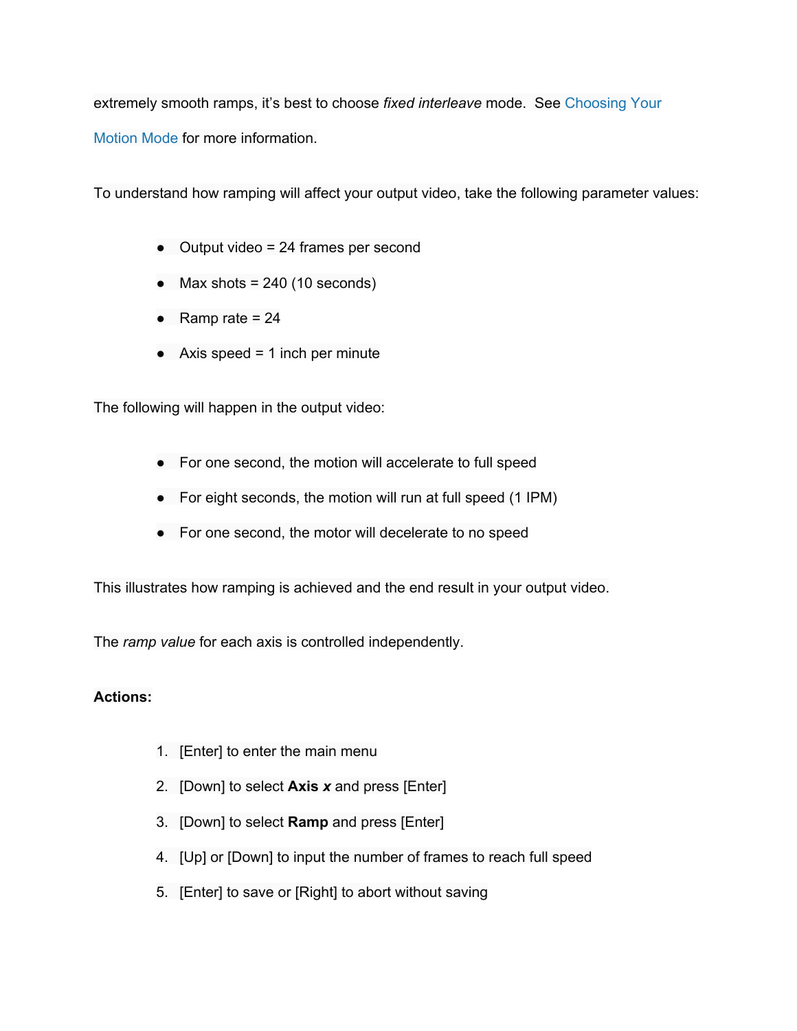extremely smooth ramps, it's best to choose *fixed interleave* mode. See Choosing Your Motion Mode for more information.

To understand how ramping will affect your output video, take the following parameter values:

- Output video = 24 frames per second
- Max shots = 240 (10 seconds)
- Ramp rate = 24
- Axis speed = 1 inch per minute

The following will happen in the output video:

- For one second, the motion will accelerate to full speed
- For eight seconds, the motion will run at full speed (1 IPM)
- For one second, the motor will decelerate to no speed

This illustrates how ramping is achieved and the end result in your output video.

The *ramp value* for each axis is controlled independently.

**Actions:**

1. [Enter] to enter the main menu
2. [Down] to select ***Axis x*** and press [Enter]
3. [Down] to select **Ramp** and press [Enter]
4. [Up] or [Down] to input the number of frames to reach full speed
5. [Enter] to save or [Right] to abort without saving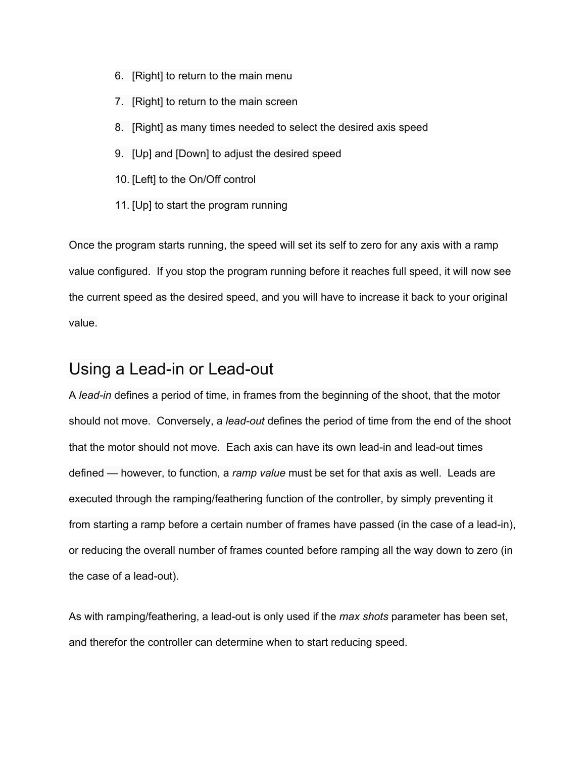6. [Right] to return to the main menu
7. [Right] to return to the main screen
8. [Right] as many times needed to select the desired axis speed
9. [Up] and [Down] to adjust the desired speed
10. [Left] to the On/Off control
11. [Up] to start the program running

Once the program starts running, the speed will set its self to zero for any axis with a ramp value configured. If you stop the program running before it reaches full speed, it will now see the current speed as the desired speed, and you will have to increase it back to your original value.

## Using a Lead-in or Lead-out

A *lead-in* defines a period of time, in frames from the beginning of the shoot, that the motor should not move. Conversely, a *lead-out* defines the period of time from the end of the shoot that the motor should not move. Each axis can have its own lead-in and lead-out times defined — however, to function, a *ramp value* must be set for that axis as well. Leads are executed through the ramping/feathering function of the controller, by simply preventing it from starting a ramp before a certain number of frames have passed (in the case of a lead-in), or reducing the overall number of frames counted before ramping all the way down to zero (in the case of a lead-out).

As with ramping/feathering, a lead-out is only used if the *max shots* parameter has been set, and therefor the controller can determine when to start reducing speed.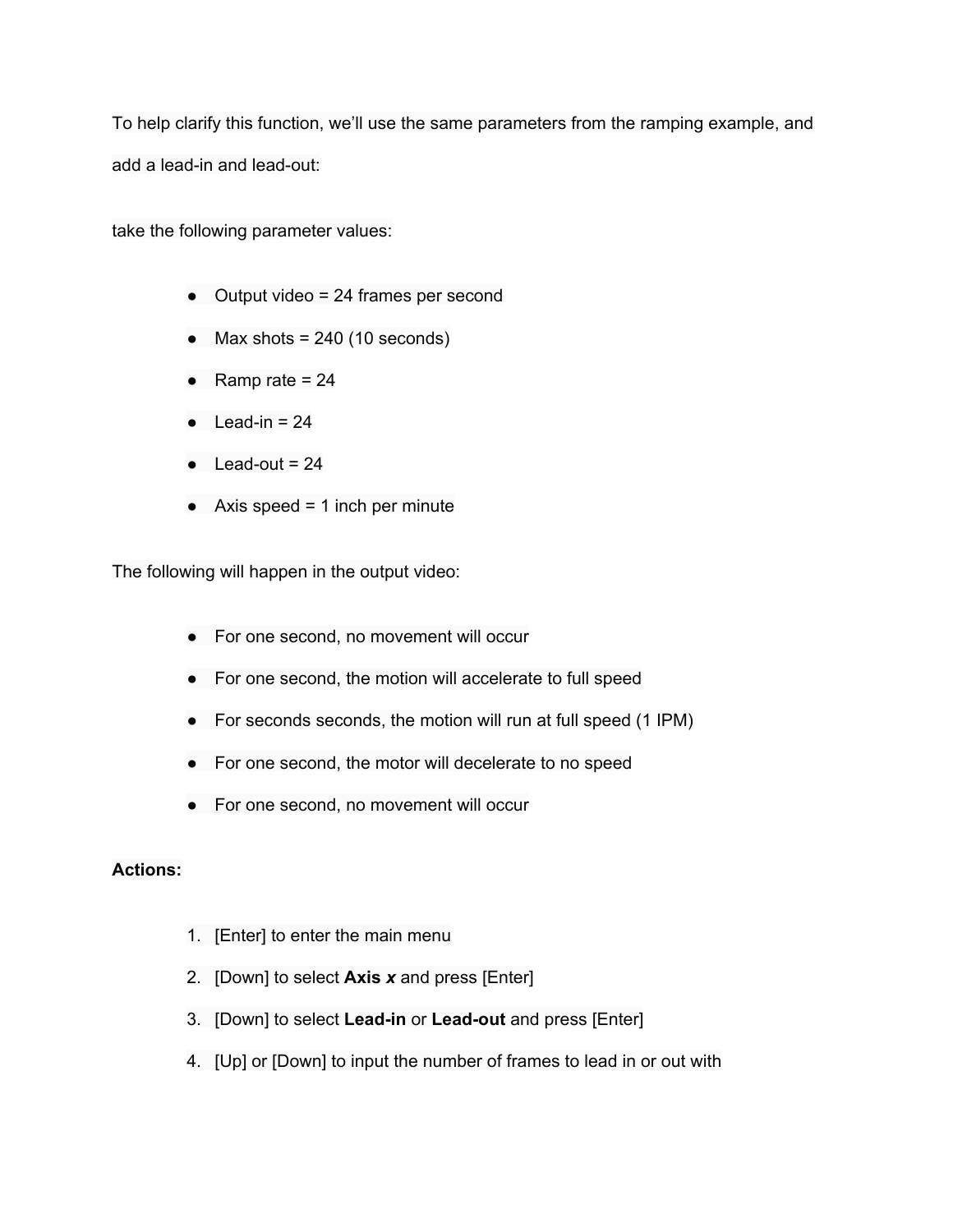To help clarify this function, we'll use the same parameters from the ramping example, and add a lead-in and lead-out:

take the following parameter values:

- Output video = 24 frames per second
- Max shots = 240 (10 seconds)
- Ramp rate = 24
- Lead-in = 24
- Lead-out = 24
- Axis speed = 1 inch per minute

The following will happen in the output video:

- For one second, no movement will occur
- For one second, the motion will accelerate to full speed
- For seconds seconds, the motion will run at full speed (1 IPM)
- For one second, the motor will decelerate to no speed
- For one second, no movement will occur

**Actions:**

1. [Enter] to enter the main menu
2. [Down] to select **Axis *x*** and press [Enter]
3. [Down] to select **Lead-in** or **Lead-out** and press [Enter]
4. [Up] or [Down] to input the number of frames to lead in or out with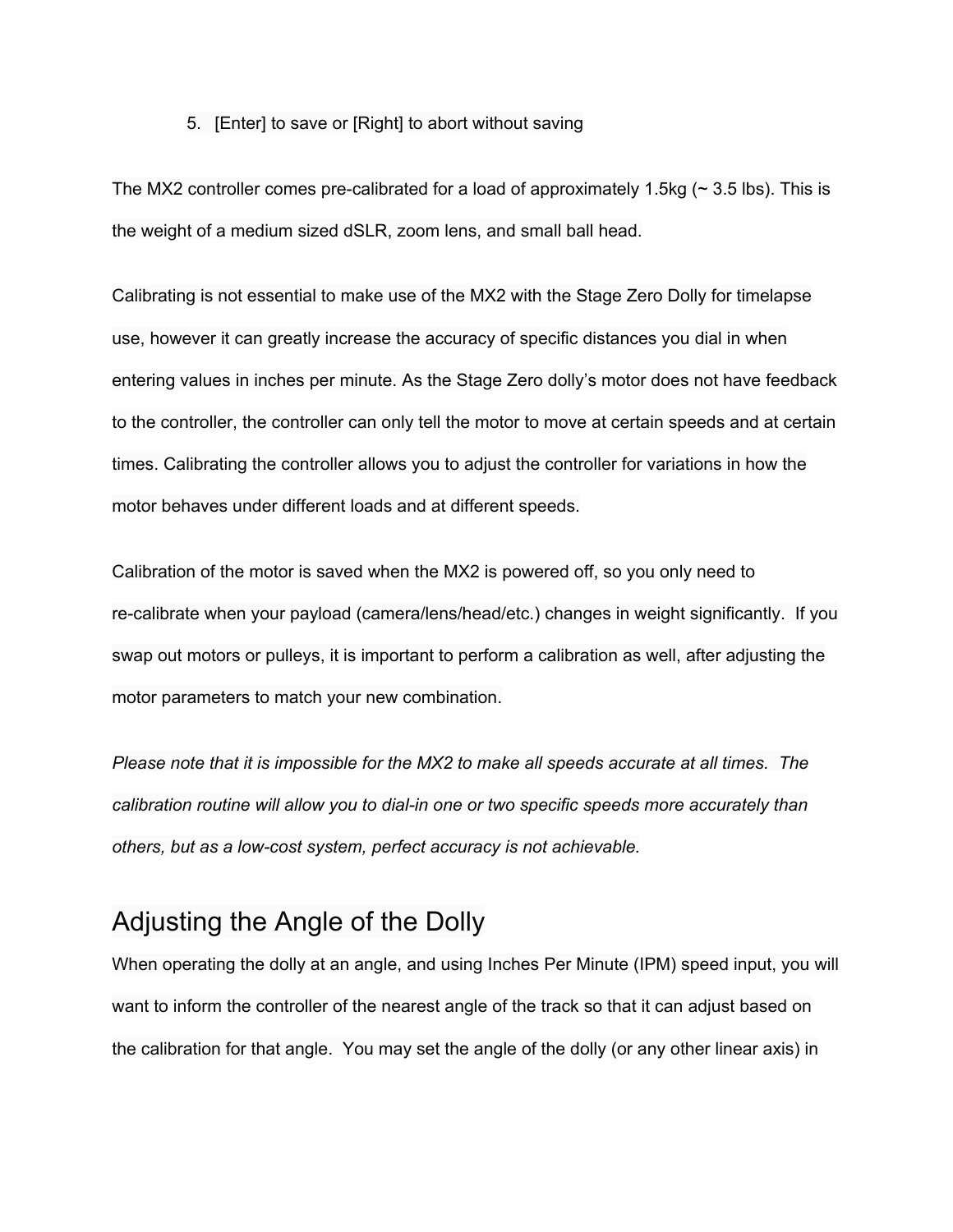5. [Enter] to save or [Right] to abort without saving

The MX2 controller comes pre-calibrated for a load of approximately 1.5kg (~ 3.5 lbs). This is the weight of a medium sized dSLR, zoom lens, and small ball head.

Calibrating is not essential to make use of the MX2 with the Stage Zero Dolly for timelapse use, however it can greatly increase the accuracy of specific distances you dial in when entering values in inches per minute. As the Stage Zero dolly's motor does not have feedback to the controller, the controller can only tell the motor to move at certain speeds and at certain times. Calibrating the controller allows you to adjust the controller for variations in how the motor behaves under different loads and at different speeds.

Calibration of the motor is saved when the MX2 is powered off, so you only need to re-calibrate when your payload (camera/lens/head/etc.) changes in weight significantly. If you swap out motors or pulleys, it is important to perform a calibration as well, after adjusting the motor parameters to match your new combination.

*Please note that it is impossible for the MX2 to make all speeds accurate at all times. The calibration routine will allow you to dial-in one or two specific speeds more accurately than others, but as a low-cost system, perfect accuracy is not achievable.*

## Adjusting the Angle of the Dolly

When operating the dolly at an angle, and using Inches Per Minute (IPM) speed input, you will want to inform the controller of the nearest angle of the track so that it can adjust based on the calibration for that angle. You may set the angle of the dolly (or any other linear axis) in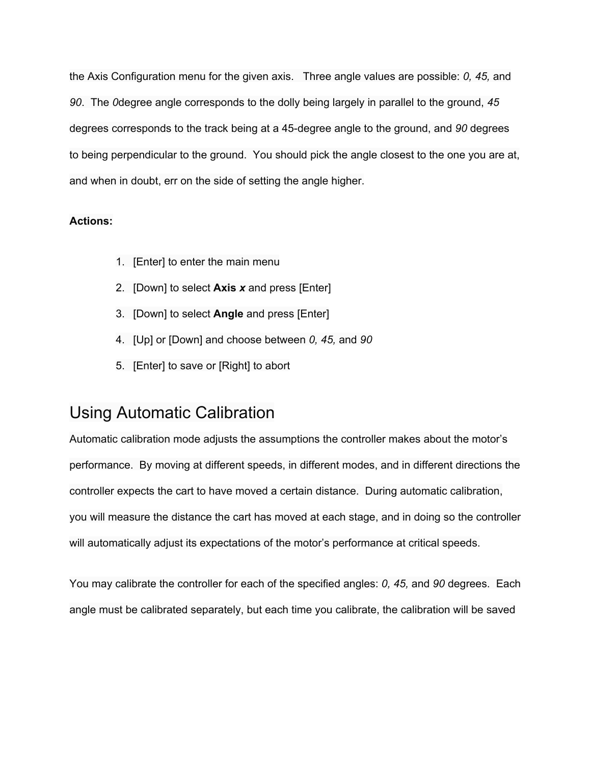the Axis Configuration menu for the given axis. Three angle values are possible: *0, 45,* and *90*. The *0*degree angle corresponds to the dolly being largely in parallel to the ground, *45* degrees corresponds to the track being at a 45-degree angle to the ground, and *90* degrees to being perpendicular to the ground. You should pick the angle closest to the one you are at, and when in doubt, err on the side of setting the angle higher.

**Actions:**

1. [Enter] to enter the main menu
2. [Down] to select **Axis *x*** and press [Enter]
3. [Down] to select **Angle** and press [Enter]
4. [Up] or [Down] and choose between *0, 45,* and *90*
5. [Enter] to save or [Right] to abort

## Using Automatic Calibration

Automatic calibration mode adjusts the assumptions the controller makes about the motor's performance. By moving at different speeds, in different modes, and in different directions the controller expects the cart to have moved a certain distance. During automatic calibration, you will measure the distance the cart has moved at each stage, and in doing so the controller will automatically adjust its expectations of the motor's performance at critical speeds.

You may calibrate the controller for each of the specified angles: *0, 45,* and *90* degrees. Each angle must be calibrated separately, but each time you calibrate, the calibration will be saved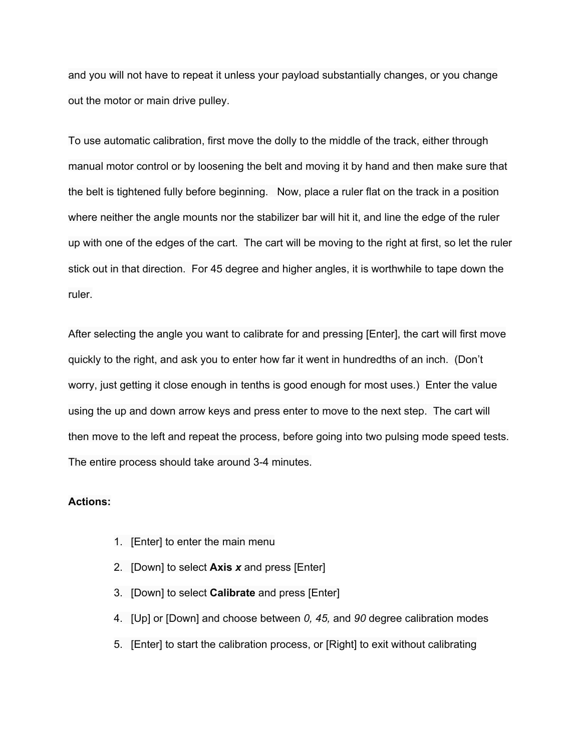and you will not have to repeat it unless your payload substantially changes, or you change out the motor or main drive pulley.

To use automatic calibration, first move the dolly to the middle of the track, either through manual motor control or by loosening the belt and moving it by hand and then make sure that the belt is tightened fully before beginning.   Now, place a ruler flat on the track in a position where neither the angle mounts nor the stabilizer bar will hit it, and line the edge of the ruler up with one of the edges of the cart.  The cart will be moving to the right at first, so let the ruler stick out in that direction.  For 45 degree and higher angles, it is worthwhile to tape down the ruler.

After selecting the angle you want to calibrate for and pressing [Enter], the cart will first move quickly to the right, and ask you to enter how far it went in hundredths of an inch.  (Don't worry, just getting it close enough in tenths is good enough for most uses.)  Enter the value using the up and down arrow keys and press enter to move to the next step.  The cart will then move to the left and repeat the process, before going into two pulsing mode speed tests.  The entire process should take around 3-4 minutes.

**Actions:**

1. [Enter] to enter the main menu
2. [Down] to select **Axis *x*** and press [Enter]
3. [Down] to select **Calibrate** and press [Enter]
4. [Up] or [Down] and choose between *0, 45,* and *90* degree calibration modes
5. [Enter] to start the calibration process, or [Right] to exit without calibrating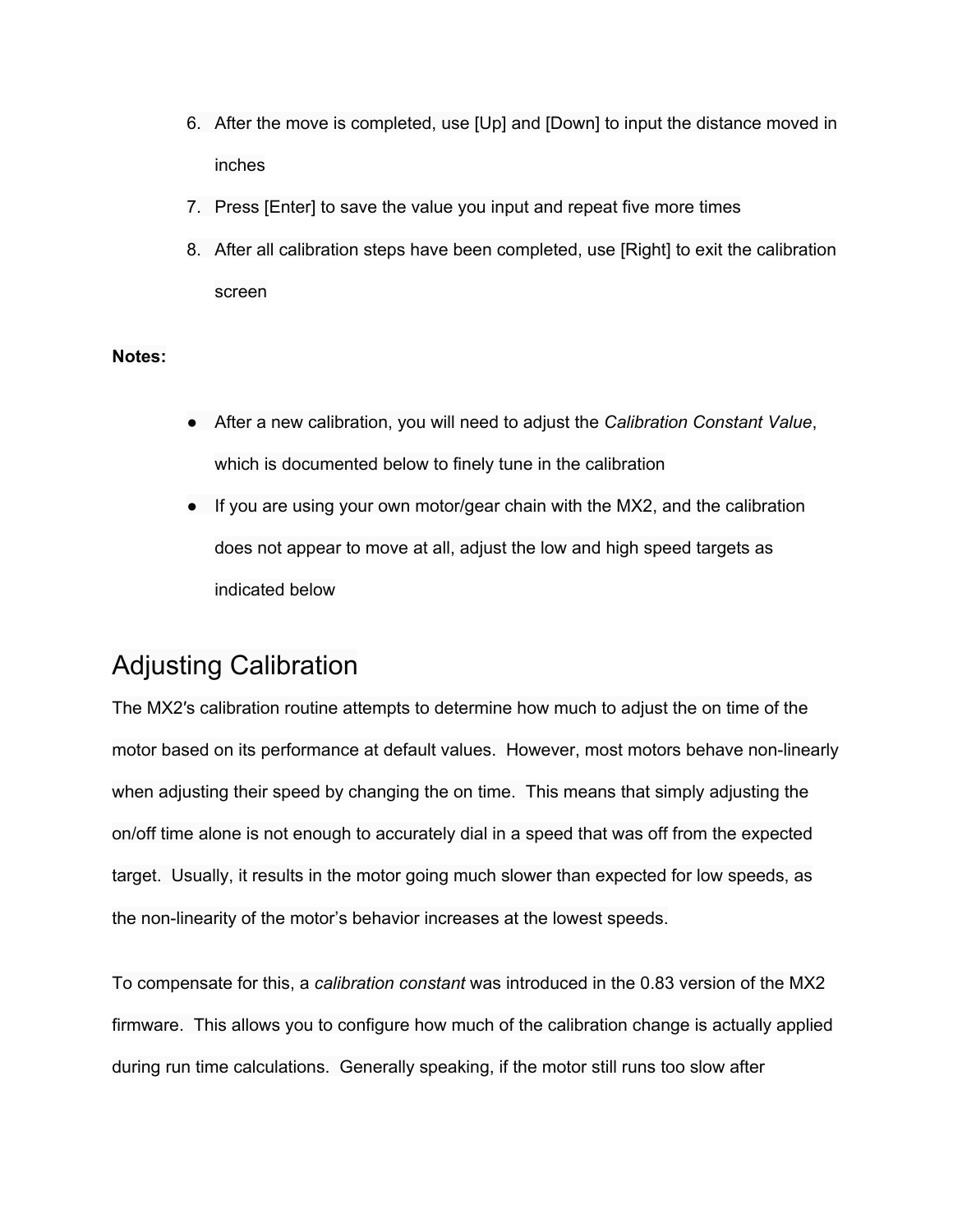6. After the move is completed, use [Up] and [Down] to input the distance moved in inches
7. Press [Enter] to save the value you input and repeat five more times
8. After all calibration steps have been completed, use [Right] to exit the calibration screen

**Notes:**

- After a new calibration, you will need to adjust the *Calibration Constant Value*, which is documented below to finely tune in the calibration
- If you are using your own motor/gear chain with the MX2, and the calibration does not appear to move at all, adjust the low and high speed targets as indicated below

## Adjusting Calibration

The MX2′s calibration routine attempts to determine how much to adjust the on time of the motor based on its performance at default values. However, most motors behave non-linearly when adjusting their speed by changing the on time. This means that simply adjusting the on/off time alone is not enough to accurately dial in a speed that was off from the expected target. Usually, it results in the motor going much slower than expected for low speeds, as the non-linearity of the motor's behavior increases at the lowest speeds.

To compensate for this, a *calibration constant* was introduced in the 0.83 version of the MX2 firmware. This allows you to configure how much of the calibration change is actually applied during run time calculations. Generally speaking, if the motor still runs too slow after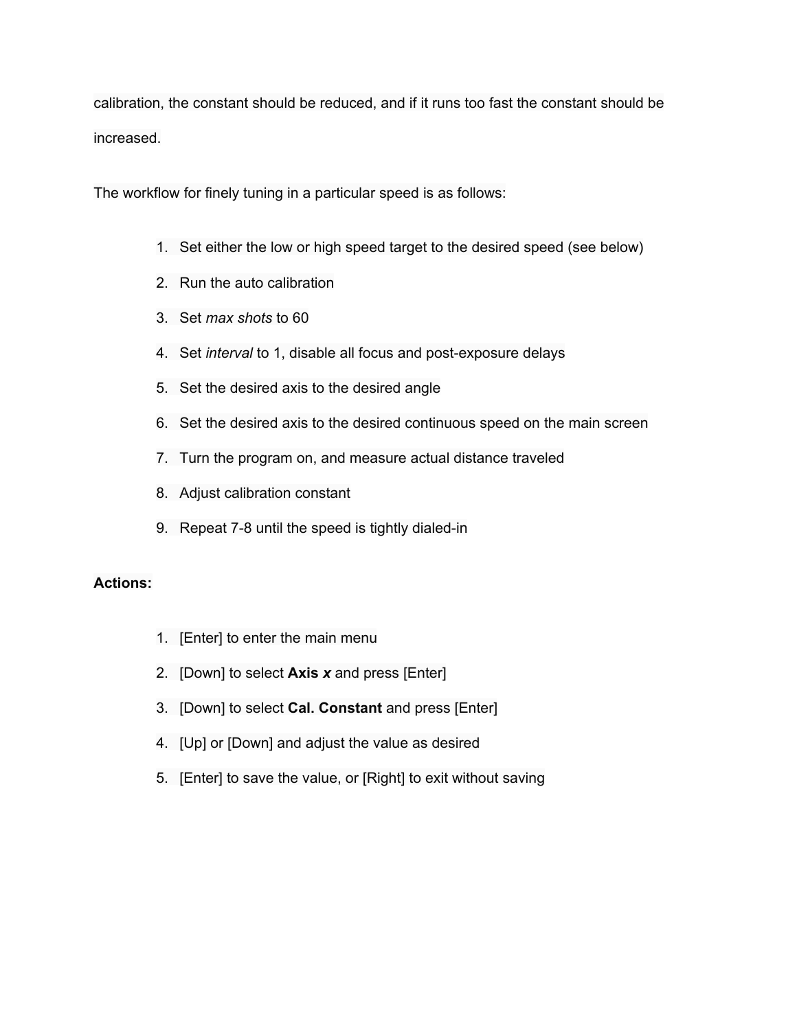calibration, the constant should be reduced, and if it runs too fast the constant should be increased.

The workflow for finely tuning in a particular speed is as follows:

1. Set either the low or high speed target to the desired speed (see below)
2. Run the auto calibration
3. Set *max shots* to 60
4. Set *interval* to 1, disable all focus and post-exposure delays
5. Set the desired axis to the desired angle
6. Set the desired axis to the desired continuous speed on the main screen
7. Turn the program on, and measure actual distance traveled
8. Adjust calibration constant
9. Repeat 7-8 until the speed is tightly dialed-in

**Actions:**

1. [Enter] to enter the main menu
2. [Down] to select **Axis *x*** and press [Enter]
3. [Down] to select **Cal. Constant** and press [Enter]
4. [Up] or [Down] and adjust the value as desired
5. [Enter] to save the value, or [Right] to exit without saving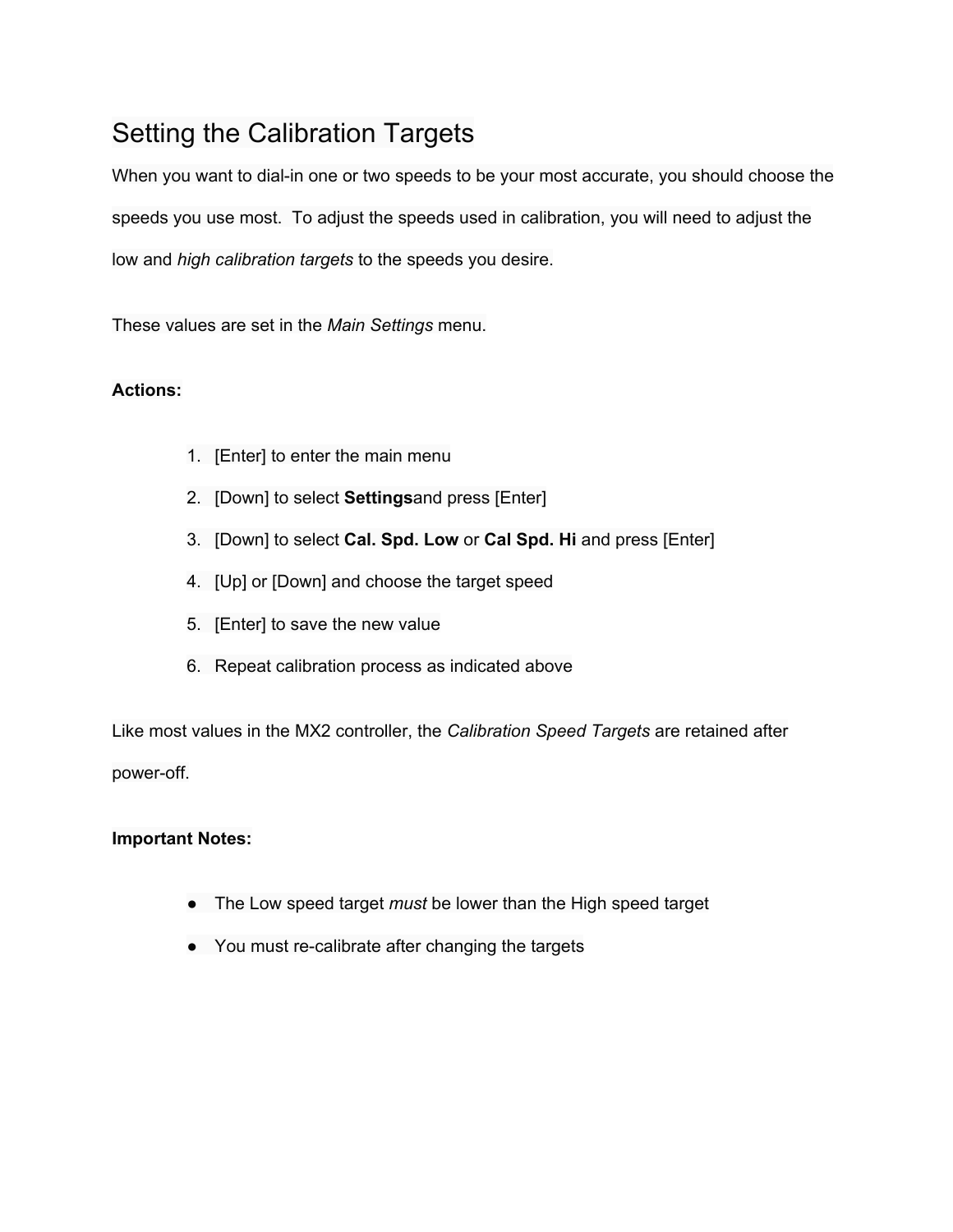# Setting the Calibration Targets

When you want to dial-in one or two speeds to be your most accurate, you should choose the speeds you use most. To adjust the speeds used in calibration, you will need to adjust the low and *high calibration targets* to the speeds you desire.

These values are set in the *Main Settings* menu.

**Actions:**

1. [Enter] to enter the main menu
2. [Down] to select **Settings**and press [Enter]
3. [Down] to select **Cal. Spd. Low** or **Cal Spd. Hi** and press [Enter]
4. [Up] or [Down] and choose the target speed
5. [Enter] to save the new value
6. Repeat calibration process as indicated above

Like most values in the MX2 controller, the *Calibration Speed Targets* are retained after power-off.

**Important Notes:**

- The Low speed target *must* be lower than the High speed target
- You must re-calibrate after changing the targets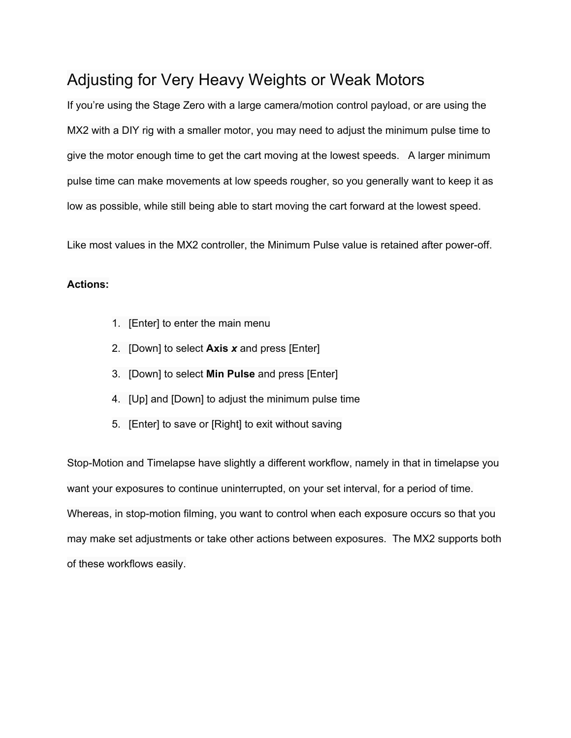# Adjusting for Very Heavy Weights or Weak Motors

If you're using the Stage Zero with a large camera/motion control payload, or are using the MX2 with a DIY rig with a smaller motor, you may need to adjust the minimum pulse time to give the motor enough time to get the cart moving at the lowest speeds.   A larger minimum pulse time can make movements at low speeds rougher, so you generally want to keep it as low as possible, while still being able to start moving the cart forward at the lowest speed.

Like most values in the MX2 controller, the Minimum Pulse value is retained after power-off.

**Actions:**

1. [Enter] to enter the main menu
2. [Down] to select **Axis *x*** and press [Enter]
3. [Down] to select **Min Pulse** and press [Enter]
4. [Up] and [Down] to adjust the minimum pulse time
5. [Enter] to save or [Right] to exit without saving

Stop-Motion and Timelapse have slightly a different workflow, namely in that in timelapse you want your exposures to continue uninterrupted, on your set interval, for a period of time. Whereas, in stop-motion filming, you want to control when each exposure occurs so that you may make set adjustments or take other actions between exposures.  The MX2 supports both of these workflows easily.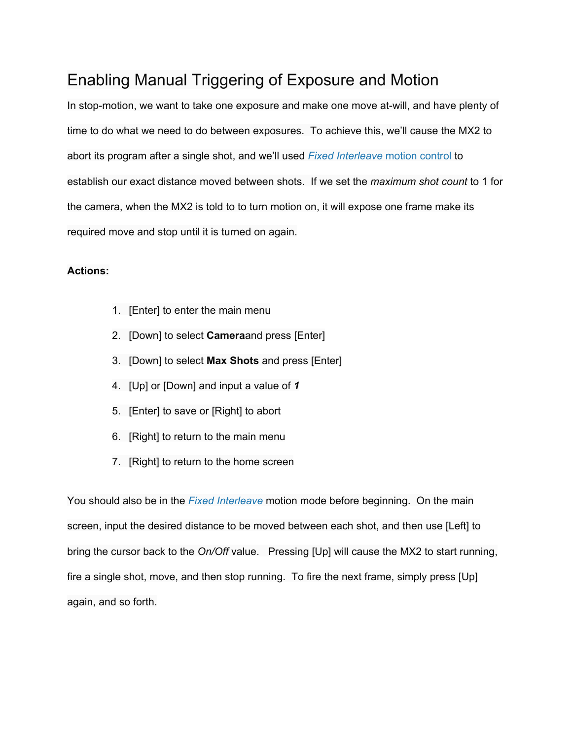# Enabling Manual Triggering of Exposure and Motion

In stop-motion, we want to take one exposure and make one move at-will, and have plenty of time to do what we need to do between exposures. To achieve this, we'll cause the MX2 to abort its program after a single shot, and we'll used *Fixed Interleave* motion control to establish our exact distance moved between shots. If we set the *maximum shot count* to 1 for the camera, when the MX2 is told to to turn motion on, it will expose one frame make its required move and stop until it is turned on again.

**Actions:**

1. [Enter] to enter the main menu
2. [Down] to select **Camera**and press [Enter]
3. [Down] to select **Max Shots** and press [Enter]
4. [Up] or [Down] and input a value of ***1***
5. [Enter] to save or [Right] to abort
6. [Right] to return to the main menu
7. [Right] to return to the home screen

You should also be in the *Fixed Interleave* motion mode before beginning. On the main screen, input the desired distance to be moved between each shot, and then use [Left] to bring the cursor back to the *On/Off* value. Pressing [Up] will cause the MX2 to start running, fire a single shot, move, and then stop running. To fire the next frame, simply press [Up] again, and so forth.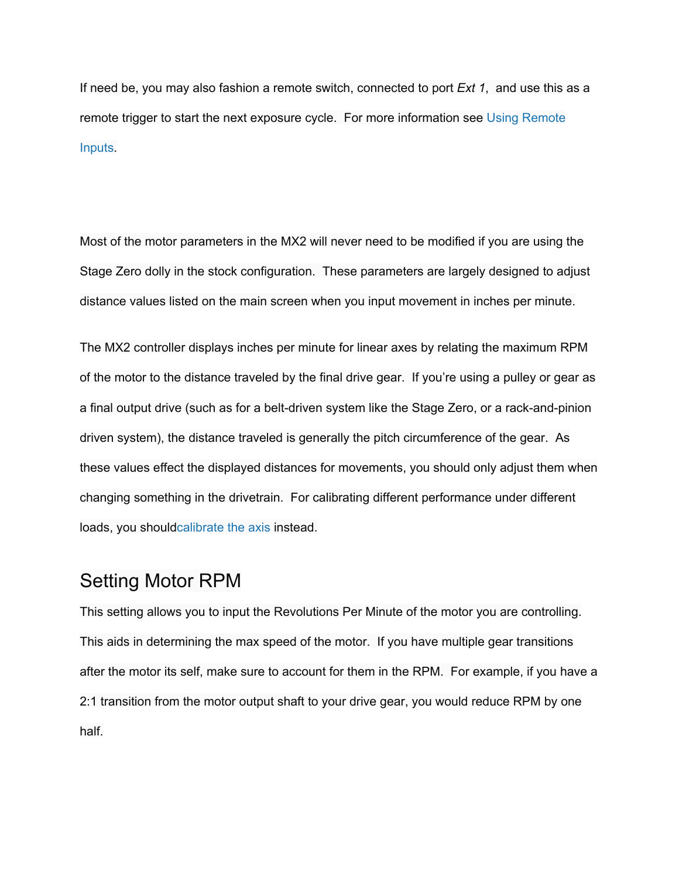If need be, you may also fashion a remote switch, connected to port *Ext 1*,  and use this as a remote trigger to start the next exposure cycle.  For more information see Using Remote Inputs.

Most of the motor parameters in the MX2 will never need to be modified if you are using the Stage Zero dolly in the stock configuration.  These parameters are largely designed to adjust distance values listed on the main screen when you input movement in inches per minute.

The MX2 controller displays inches per minute for linear axes by relating the maximum RPM of the motor to the distance traveled by the final drive gear.  If you're using a pulley or gear as a final output drive (such as for a belt-driven system like the Stage Zero, or a rack-and-pinion driven system), the distance traveled is generally the pitch circumference of the gear.  As these values effect the displayed distances for movements, you should only adjust them when changing something in the drivetrain.  For calibrating different performance under different loads, you shouldcalibrate the axis instead.

## Setting Motor RPM

This setting allows you to input the Revolutions Per Minute of the motor you are controlling.  This aids in determining the max speed of the motor.  If you have multiple gear transitions after the motor its self, make sure to account for them in the RPM.  For example, if you have a 2:1 transition from the motor output shaft to your drive gear, you would reduce RPM by one half.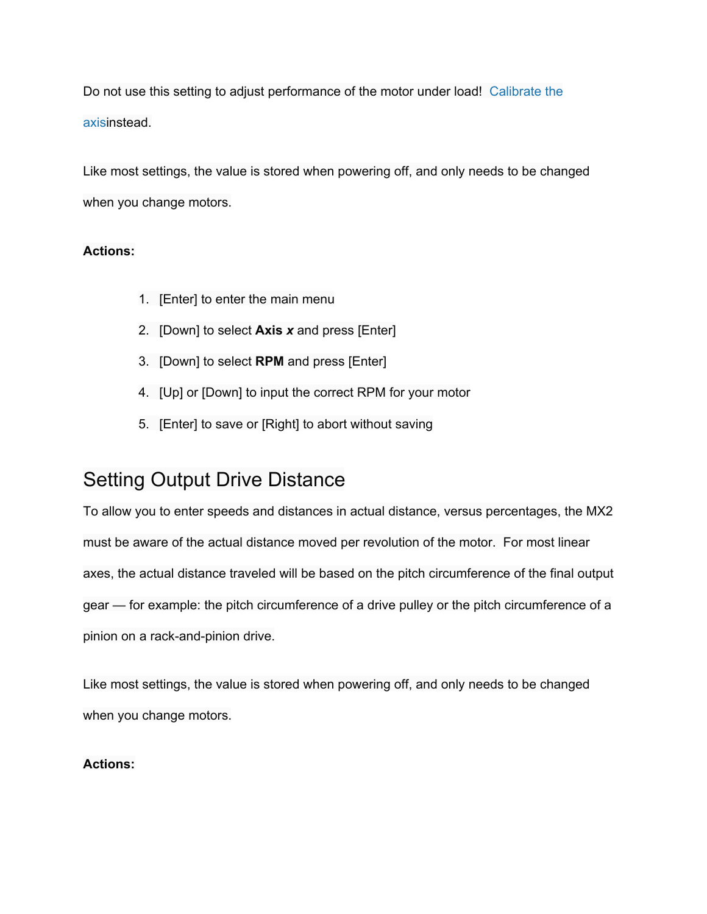Do not use this setting to adjust performance of the motor under load!  [Calibrate the axis](#)instead.

Like most settings, the value is stored when powering off, and only needs to be changed when you change motors.

**Actions:**

1. [Enter] to enter the main menu
2. [Down] to select **Axis *x*** and press [Enter]
3. [Down] to select **RPM** and press [Enter]
4. [Up] or [Down] to input the correct RPM for your motor
5. [Enter] to save or [Right] to abort without saving

## Setting Output Drive Distance

To allow you to enter speeds and distances in actual distance, versus percentages, the MX2 must be aware of the actual distance moved per revolution of the motor.  For most linear axes, the actual distance traveled will be based on the pitch circumference of the final output gear — for example: the pitch circumference of a drive pulley or the pitch circumference of a pinion on a rack-and-pinion drive.

Like most settings, the value is stored when powering off, and only needs to be changed when you change motors.

**Actions:**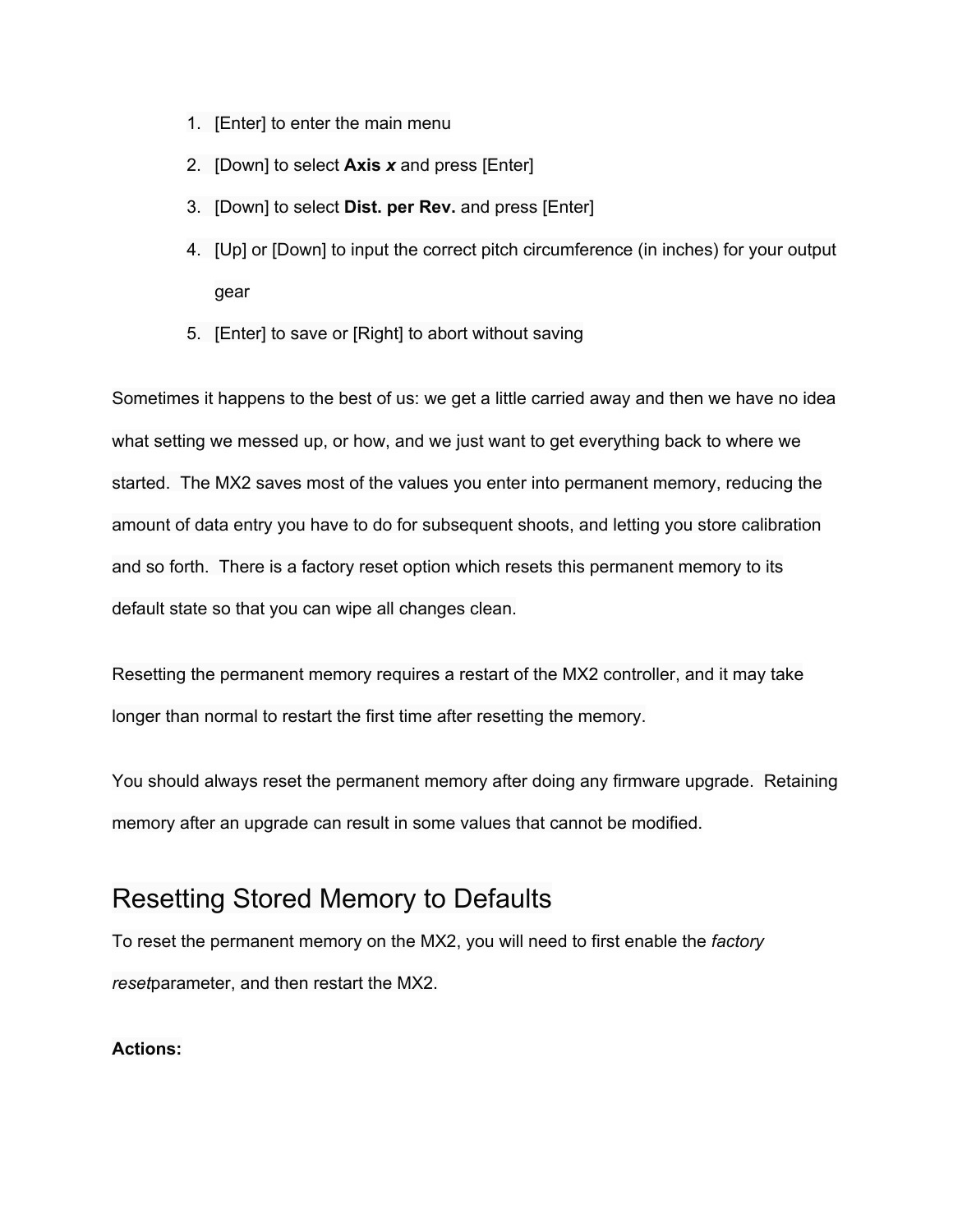1. [Enter] to enter the main menu
2. [Down] to select **Axis *x*** and press [Enter]
3. [Down] to select **Dist. per Rev.** and press [Enter]
4. [Up] or [Down] to input the correct pitch circumference (in inches) for your output gear
5. [Enter] to save or [Right] to abort without saving

Sometimes it happens to the best of us: we get a little carried away and then we have no idea what setting we messed up, or how, and we just want to get everything back to where we started. The MX2 saves most of the values you enter into permanent memory, reducing the amount of data entry you have to do for subsequent shoots, and letting you store calibration and so forth. There is a factory reset option which resets this permanent memory to its default state so that you can wipe all changes clean.

Resetting the permanent memory requires a restart of the MX2 controller, and it may take longer than normal to restart the first time after resetting the memory.

You should always reset the permanent memory after doing any firmware upgrade. Retaining memory after an upgrade can result in some values that cannot be modified.

## Resetting Stored Memory to Defaults

To reset the permanent memory on the MX2, you will need to first enable the *factory reset*parameter, and then restart the MX2.

**Actions:**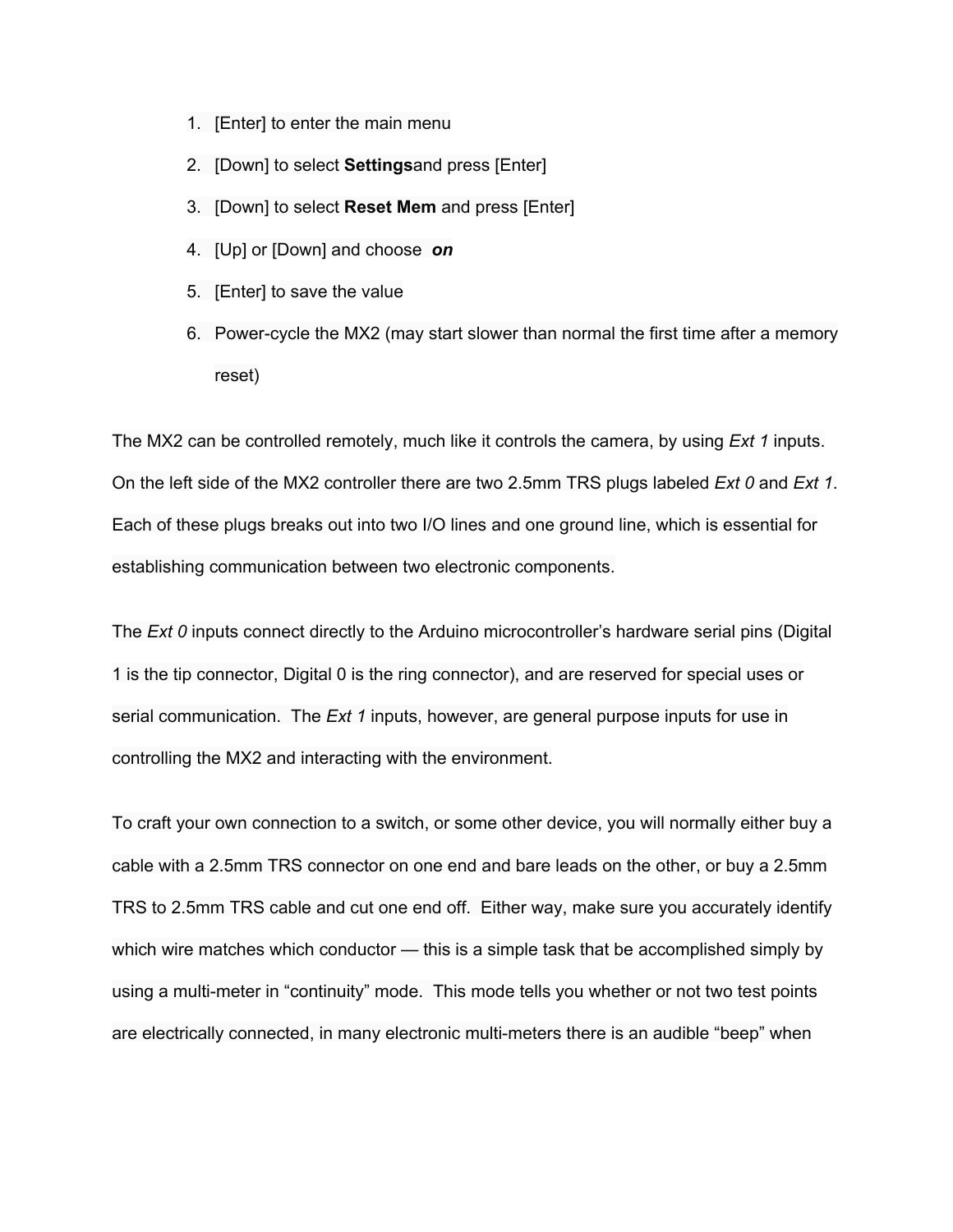1. [Enter] to enter the main menu
2. [Down] to select **Settings**and press [Enter]
3. [Down] to select **Reset Mem** and press [Enter]
4. [Up] or [Down] and choose ***on***
5. [Enter] to save the value
6. Power-cycle the MX2 (may start slower than normal the first time after a memory reset)

The MX2 can be controlled remotely, much like it controls the camera, by using *Ext 1* inputs. On the left side of the MX2 controller there are two 2.5mm TRS plugs labeled *Ext 0* and *Ext 1*. Each of these plugs breaks out into two I/O lines and one ground line, which is essential for establishing communication between two electronic components.

The *Ext 0* inputs connect directly to the Arduino microcontroller's hardware serial pins (Digital 1 is the tip connector, Digital 0 is the ring connector), and are reserved for special uses or serial communication. The *Ext 1* inputs, however, are general purpose inputs for use in controlling the MX2 and interacting with the environment.

To craft your own connection to a switch, or some other device, you will normally either buy a cable with a 2.5mm TRS connector on one end and bare leads on the other, or buy a 2.5mm TRS to 2.5mm TRS cable and cut one end off. Either way, make sure you accurately identify which wire matches which conductor — this is a simple task that be accomplished simply by using a multi-meter in "continuity" mode. This mode tells you whether or not two test points are electrically connected, in many electronic multi-meters there is an audible "beep" when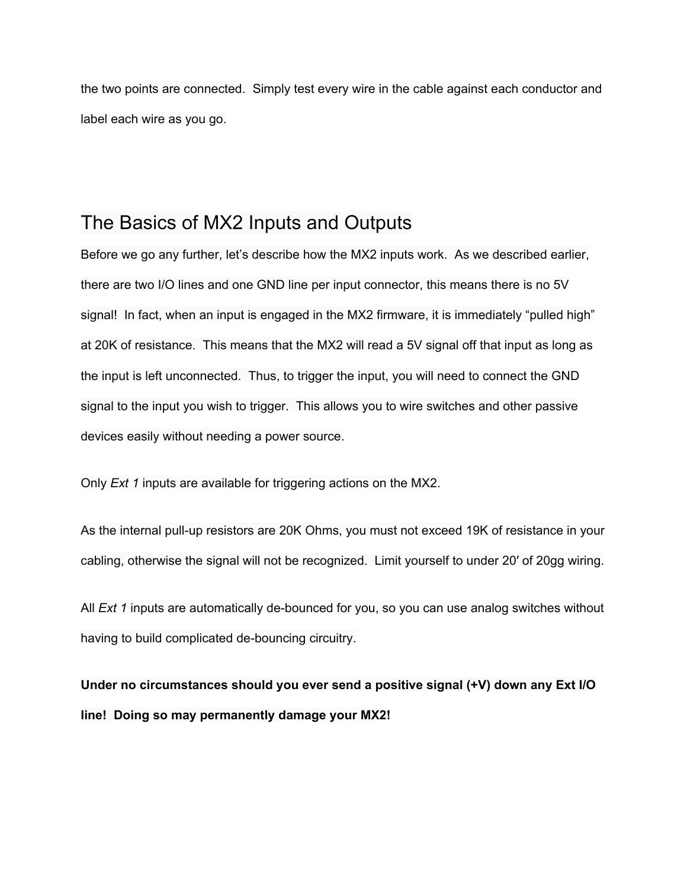the two points are connected. Simply test every wire in the cable against each conductor and label each wire as you go.

## The Basics of MX2 Inputs and Outputs

Before we go any further, let’s describe how the MX2 inputs work. As we described earlier, there are two I/O lines and one GND line per input connector, this means there is no 5V signal! In fact, when an input is engaged in the MX2 firmware, it is immediately “pulled high” at 20K of resistance. This means that the MX2 will read a 5V signal off that input as long as the input is left unconnected. Thus, to trigger the input, you will need to connect the GND signal to the input you wish to trigger. This allows you to wire switches and other passive devices easily without needing a power source.

Only *Ext 1* inputs are available for triggering actions on the MX2.

As the internal pull-up resistors are 20K Ohms, you must not exceed 19K of resistance in your cabling, otherwise the signal will not be recognized. Limit yourself to under 20′ of 20gg wiring.

All *Ext 1* inputs are automatically de-bounced for you, so you can use analog switches without having to build complicated de-bouncing circuitry.

**Under no circumstances should you ever send a positive signal (+V) down any Ext I/O line! Doing so may permanently damage your MX2!**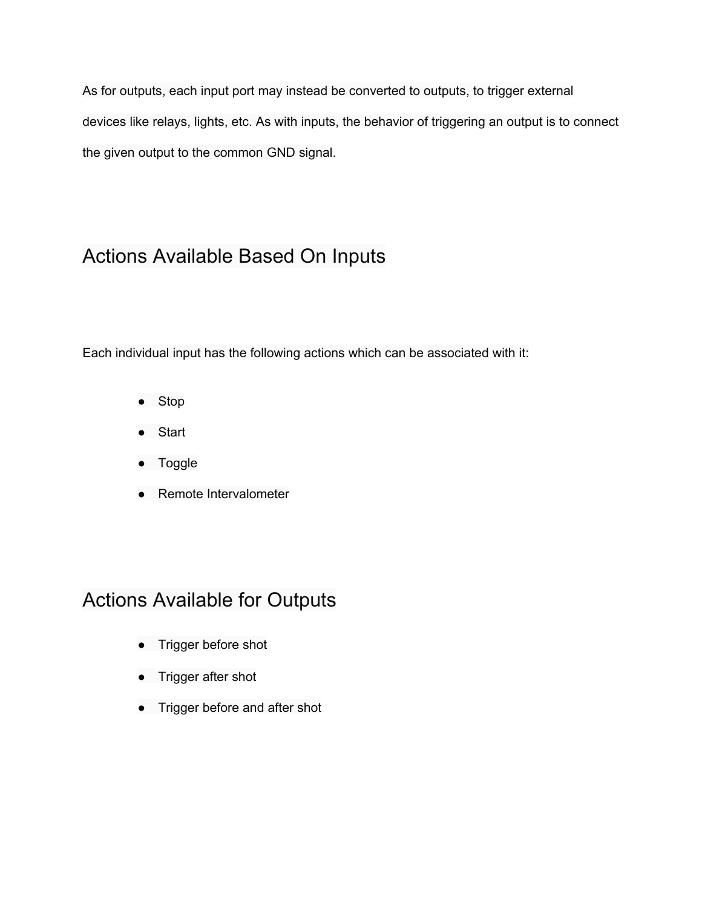As for outputs, each input port may instead be converted to outputs, to trigger external devices like relays, lights, etc. As with inputs, the behavior of triggering an output is to connect the given output to the common GND signal.

## Actions Available Based On Inputs

Each individual input has the following actions which can be associated with it:

- Stop
- Start
- Toggle
- Remote Intervalometer

## Actions Available for Outputs

- Trigger before shot
- Trigger after shot
- Trigger before and after shot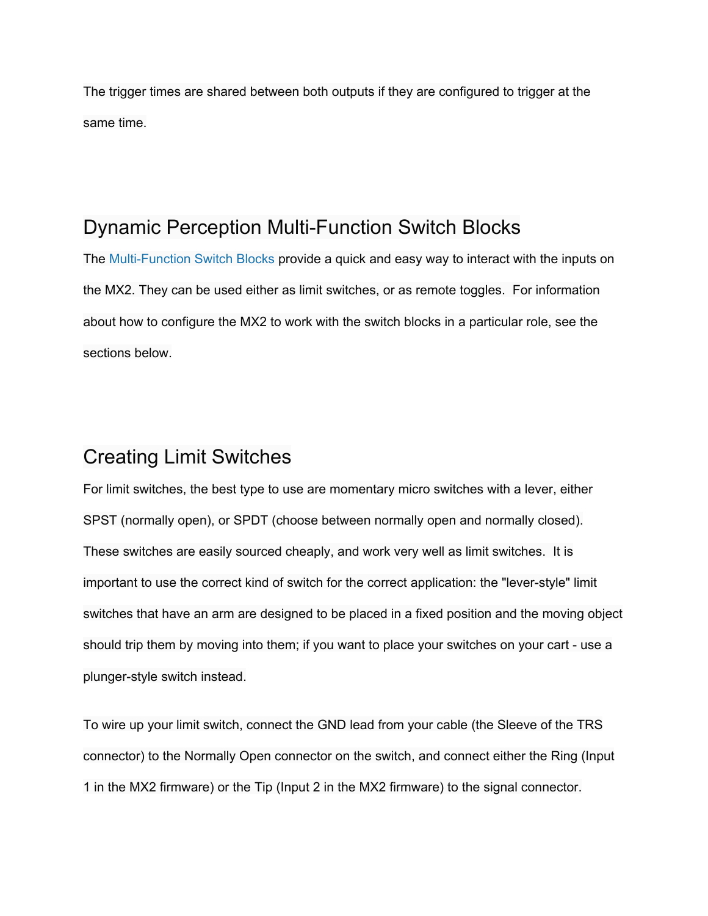The trigger times are shared between both outputs if they are configured to trigger at the same time.

## Dynamic Perception Multi-Function Switch Blocks

The Multi-Function Switch Blocks provide a quick and easy way to interact with the inputs on the MX2. They can be used either as limit switches, or as remote toggles. For information about how to configure the MX2 to work with the switch blocks in a particular role, see the sections below.

## Creating Limit Switches

For limit switches, the best type to use are momentary micro switches with a lever, either SPST (normally open), or SPDT (choose between normally open and normally closed). These switches are easily sourced cheaply, and work very well as limit switches. It is important to use the correct kind of switch for the correct application: the "lever-style" limit switches that have an arm are designed to be placed in a fixed position and the moving object should trip them by moving into them; if you want to place your switches on your cart - use a plunger-style switch instead.

To wire up your limit switch, connect the GND lead from your cable (the Sleeve of the TRS connector) to the Normally Open connector on the switch, and connect either the Ring (Input 1 in the MX2 firmware) or the Tip (Input 2 in the MX2 firmware) to the signal connector.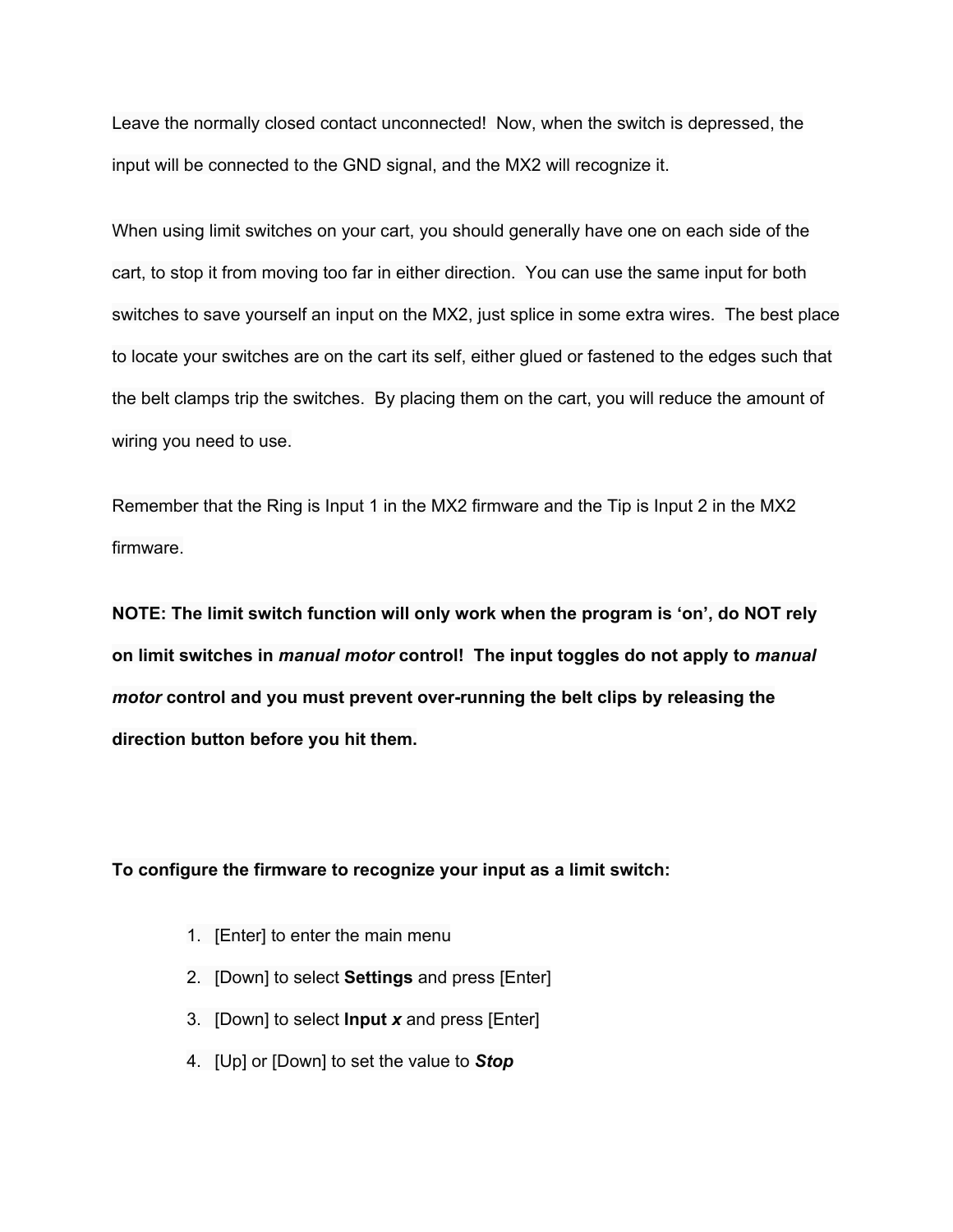Leave the normally closed contact unconnected! Now, when the switch is depressed, the input will be connected to the GND signal, and the MX2 will recognize it.

When using limit switches on your cart, you should generally have one on each side of the cart, to stop it from moving too far in either direction. You can use the same input for both switches to save yourself an input on the MX2, just splice in some extra wires. The best place to locate your switches are on the cart its self, either glued or fastened to the edges such that the belt clamps trip the switches. By placing them on the cart, you will reduce the amount of wiring you need to use.

Remember that the Ring is Input 1 in the MX2 firmware and the Tip is Input 2 in the MX2 firmware.

**NOTE: The limit switch function will only work when the program is 'on', do NOT rely on limit switches in *manual motor* control! The input toggles do not apply to *manual motor* control and you must prevent over-running the belt clips by releasing the direction button before you hit them.**

**To configure the firmware to recognize your input as a limit switch:**

1. [Enter] to enter the main menu
2. [Down] to select **Settings** and press [Enter]
3. [Down] to select **Input *x*** and press [Enter]
4. [Up] or [Down] to set the value to ***Stop***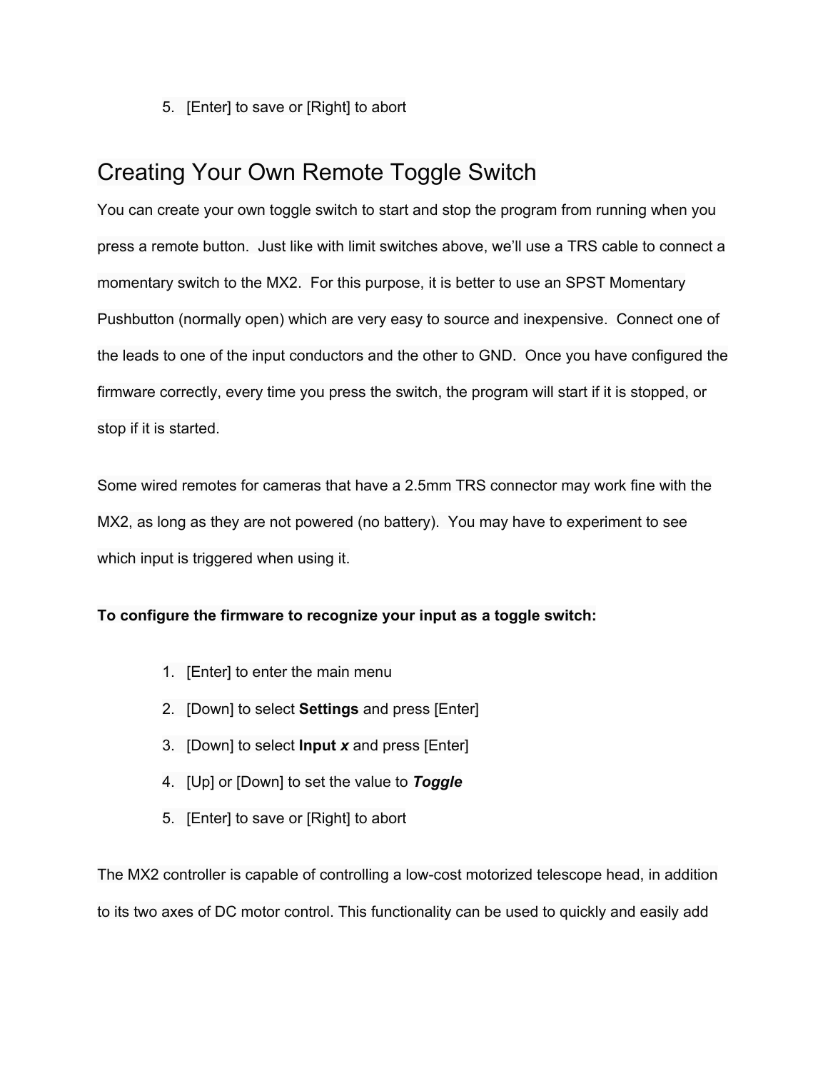5. [Enter] to save or [Right] to abort

## Creating Your Own Remote Toggle Switch

You can create your own toggle switch to start and stop the program from running when you press a remote button. Just like with limit switches above, we'll use a TRS cable to connect a momentary switch to the MX2. For this purpose, it is better to use an SPST Momentary Pushbutton (normally open) which are very easy to source and inexpensive. Connect one of the leads to one of the input conductors and the other to GND. Once you have configured the firmware correctly, every time you press the switch, the program will start if it is stopped, or stop if it is started.

Some wired remotes for cameras that have a 2.5mm TRS connector may work fine with the MX2, as long as they are not powered (no battery). You may have to experiment to see which input is triggered when using it.

**To configure the firmware to recognize your input as a toggle switch:**

1. [Enter] to enter the main menu
2. [Down] to select **Settings** and press [Enter]
3. [Down] to select **Input *x*** and press [Enter]
4. [Up] or [Down] to set the value to ***Toggle***
5. [Enter] to save or [Right] to abort

The MX2 controller is capable of controlling a low-cost motorized telescope head, in addition to its two axes of DC motor control. This functionality can be used to quickly and easily add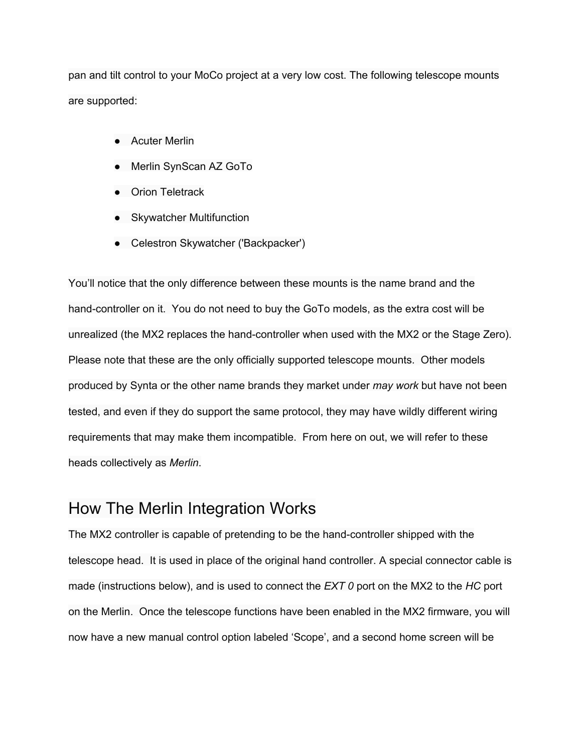pan and tilt control to your MoCo project at a very low cost. The following telescope mounts are supported:

- Acuter Merlin
- Merlin SynScan AZ GoTo
- Orion Teletrack
- Skywatcher Multifunction
- Celestron Skywatcher ('Backpacker')

You'll notice that the only difference between these mounts is the name brand and the hand-controller on it. You do not need to buy the GoTo models, as the extra cost will be unrealized (the MX2 replaces the hand-controller when used with the MX2 or the Stage Zero). Please note that these are the only officially supported telescope mounts. Other models produced by Synta or the other name brands they market under *may work* but have not been tested, and even if they do support the same protocol, they may have wildly different wiring requirements that may make them incompatible. From here on out, we will refer to these heads collectively as *Merlin*.

## How The Merlin Integration Works

The MX2 controller is capable of pretending to be the hand-controller shipped with the telescope head. It is used in place of the original hand controller. A special connector cable is made (instructions below), and is used to connect the *EXT 0* port on the MX2 to the *HC* port on the Merlin. Once the telescope functions have been enabled in the MX2 firmware, you will now have a new manual control option labeled 'Scope', and a second home screen will be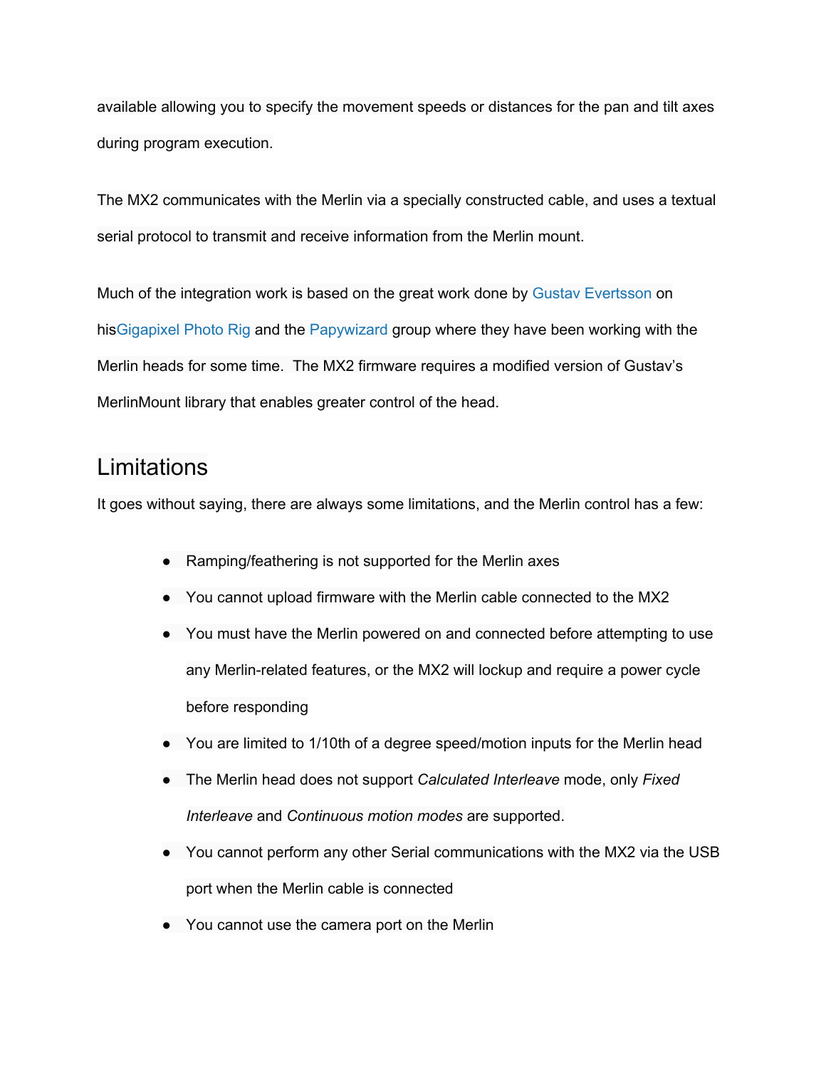available allowing you to specify the movement speeds or distances for the pan and tilt axes during program execution.

The MX2 communicates with the Merlin via a specially constructed cable, and uses a textual serial protocol to transmit and receive information from the Merlin mount.

Much of the integration work is based on the great work done by Gustav Evertsson on hisGigapixel Photo Rig and the Papywizard group where they have been working with the Merlin heads for some time.  The MX2 firmware requires a modified version of Gustav's MerlinMount library that enables greater control of the head.

## Limitations

It goes without saying, there are always some limitations, and the Merlin control has a few:

- Ramping/feathering is not supported for the Merlin axes
- You cannot upload firmware with the Merlin cable connected to the MX2
- You must have the Merlin powered on and connected before attempting to use any Merlin-related features, or the MX2 will lockup and require a power cycle before responding
- You are limited to 1/10th of a degree speed/motion inputs for the Merlin head
- The Merlin head does not support *Calculated Interleave* mode, only *Fixed Interleave* and *Continuous motion modes* are supported.
- You cannot perform any other Serial communications with the MX2 via the USB port when the Merlin cable is connected
- You cannot use the camera port on the Merlin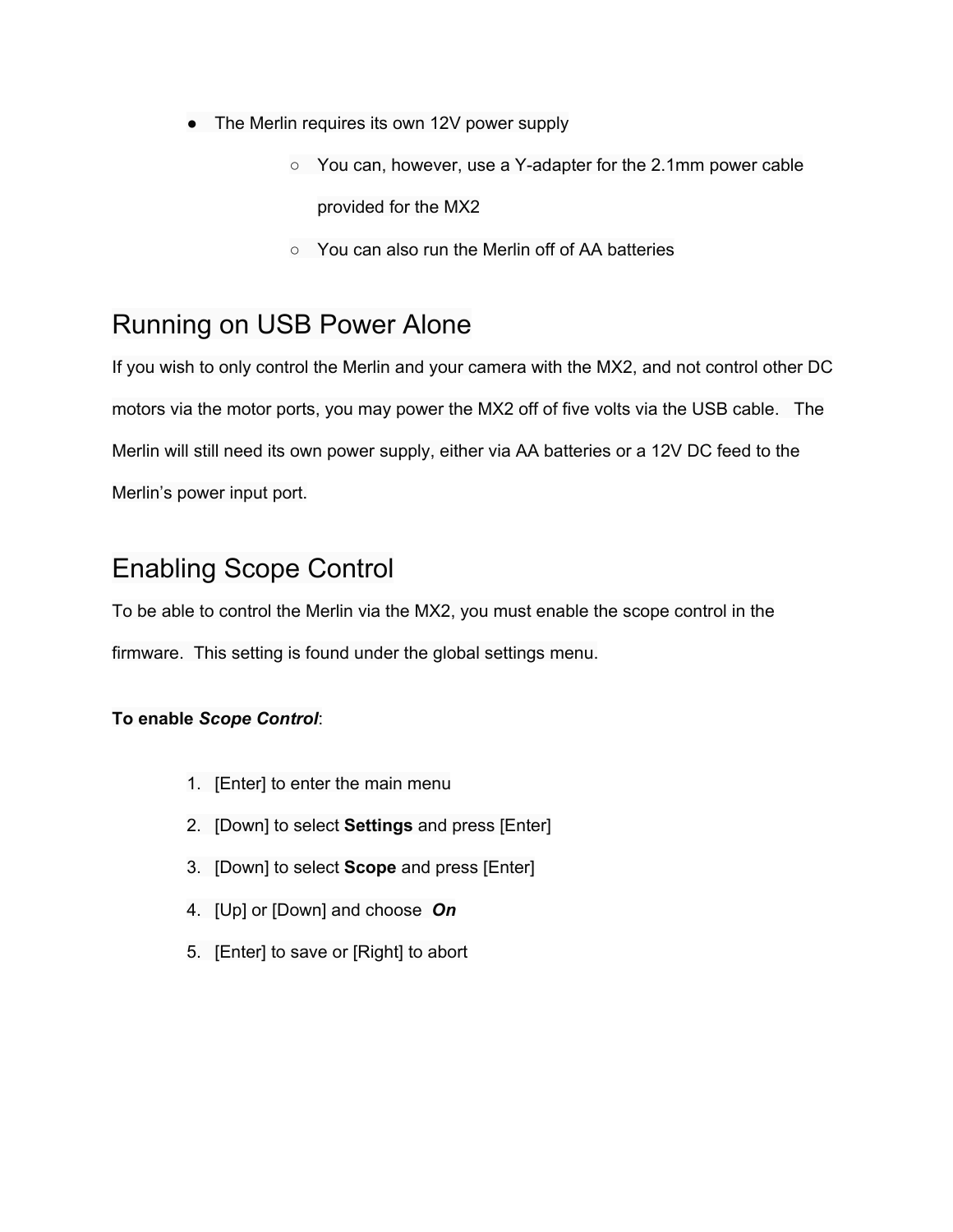- The Merlin requires its own 12V power supply
    - You can, however, use a Y-adapter for the 2.1mm power cable provided for the MX2
    - You can also run the Merlin off of AA batteries

## Running on USB Power Alone

If you wish to only control the Merlin and your camera with the MX2, and not control other DC motors via the motor ports, you may power the MX2 off of five volts via the USB cable. The Merlin will still need its own power supply, either via AA batteries or a 12V DC feed to the Merlin's power input port.

## Enabling Scope Control

To be able to control the Merlin via the MX2, you must enable the scope control in the firmware. This setting is found under the global settings menu.

**To enable *Scope Control***:

1. [Enter] to enter the main menu
2. [Down] to select **Settings** and press [Enter]
3. [Down] to select **Scope** and press [Enter]
4. [Up] or [Down] and choose ***On***
5. [Enter] to save or [Right] to abort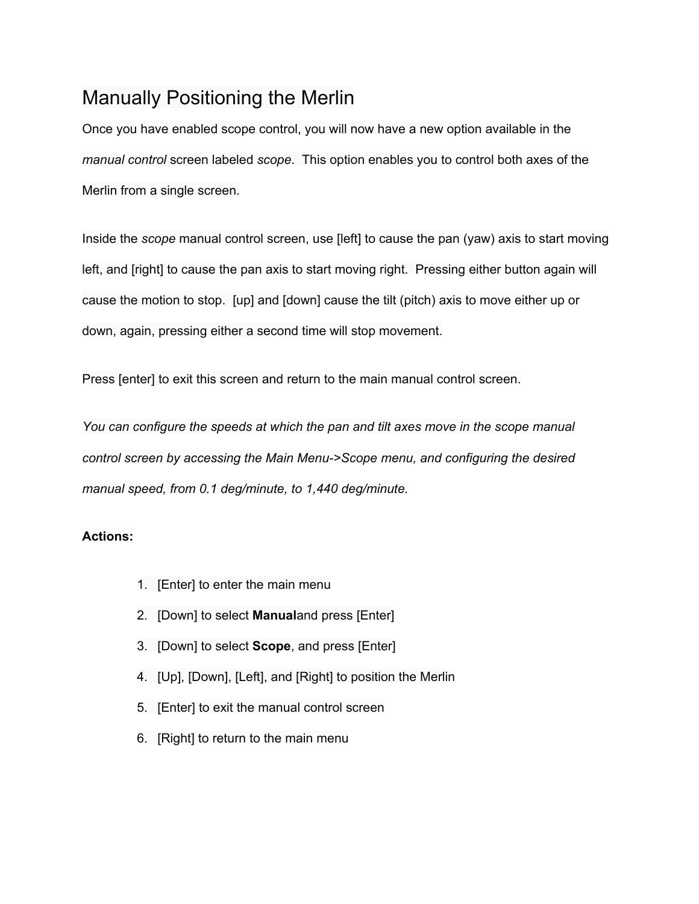# Manually Positioning the Merlin

Once you have enabled scope control, you will now have a new option available in the *manual control* screen labeled *scope*. This option enables you to control both axes of the Merlin from a single screen.

Inside the *scope* manual control screen, use [left] to cause the pan (yaw) axis to start moving left, and [right] to cause the pan axis to start moving right. Pressing either button again will cause the motion to stop. [up] and [down] cause the tilt (pitch) axis to move either up or down, again, pressing either a second time will stop movement.

Press [enter] to exit this screen and return to the main manual control screen.

*You can configure the speeds at which the pan and tilt axes move in the scope manual control screen by accessing the Main Menu->Scope menu, and configuring the desired manual speed, from 0.1 deg/minute, to 1,440 deg/minute.*

**Actions:**

1. [Enter] to enter the main menu
2. [Down] to select **Manual**and press [Enter]
3. [Down] to select **Scope**, and press [Enter]
4. [Up], [Down], [Left], and [Right] to position the Merlin
5. [Enter] to exit the manual control screen
6. [Right] to return to the main menu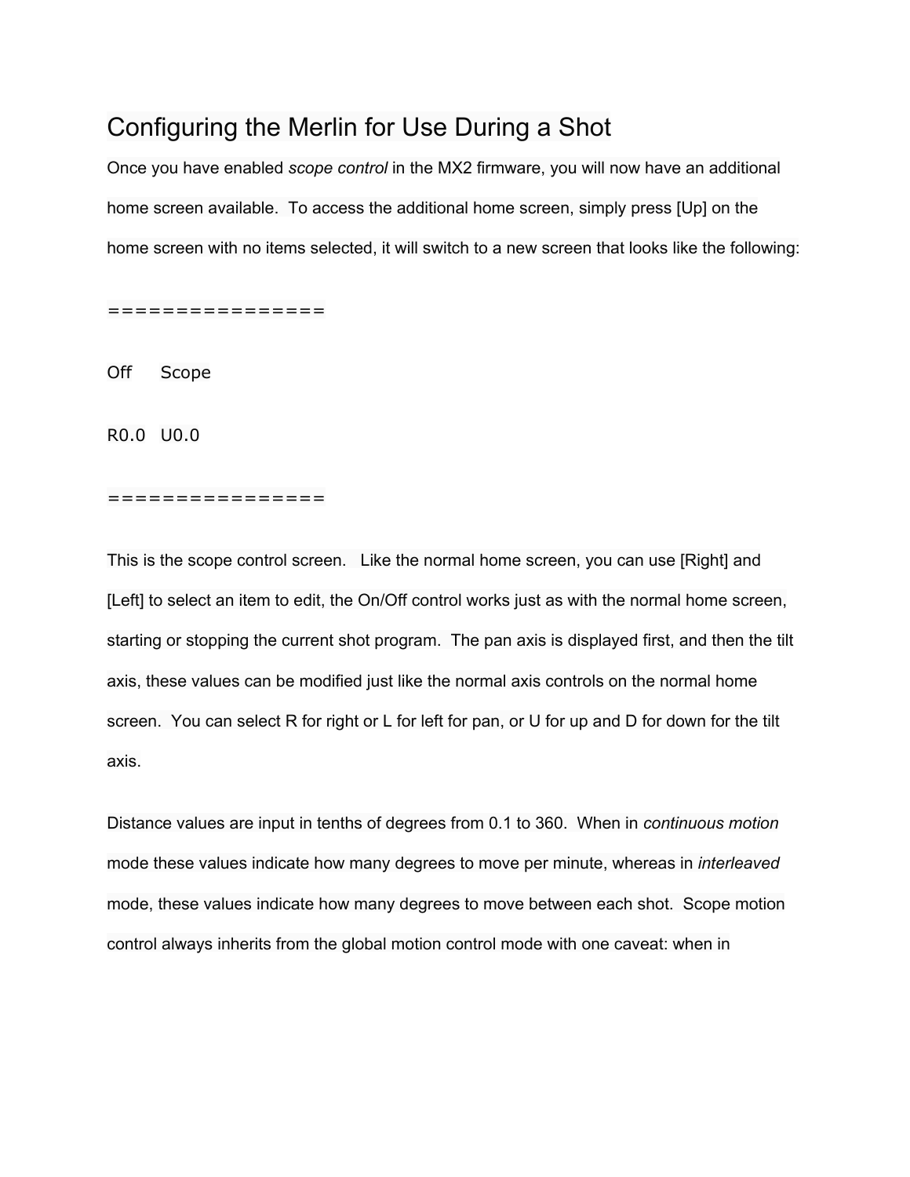## Configuring the Merlin for Use During a Shot

Once you have enabled *scope control* in the MX2 firmware, you will now have an additional home screen available. To access the additional home screen, simply press [Up] on the home screen with no items selected, it will switch to a new screen that looks like the following:

```
================

Off    Scope

R0.0   U0.0

================
```

This is the scope control screen. Like the normal home screen, you can use [Right] and [Left] to select an item to edit, the On/Off control works just as with the normal home screen, starting or stopping the current shot program. The pan axis is displayed first, and then the tilt axis, these values can be modified just like the normal axis controls on the normal home screen. You can select R for right or L for left for pan, or U for up and D for down for the tilt axis.

Distance values are input in tenths of degrees from 0.1 to 360. When in *continuous motion* mode these values indicate how many degrees to move per minute, whereas in *interleaved* mode, these values indicate how many degrees to move between each shot. Scope motion control always inherits from the global motion control mode with one caveat: when in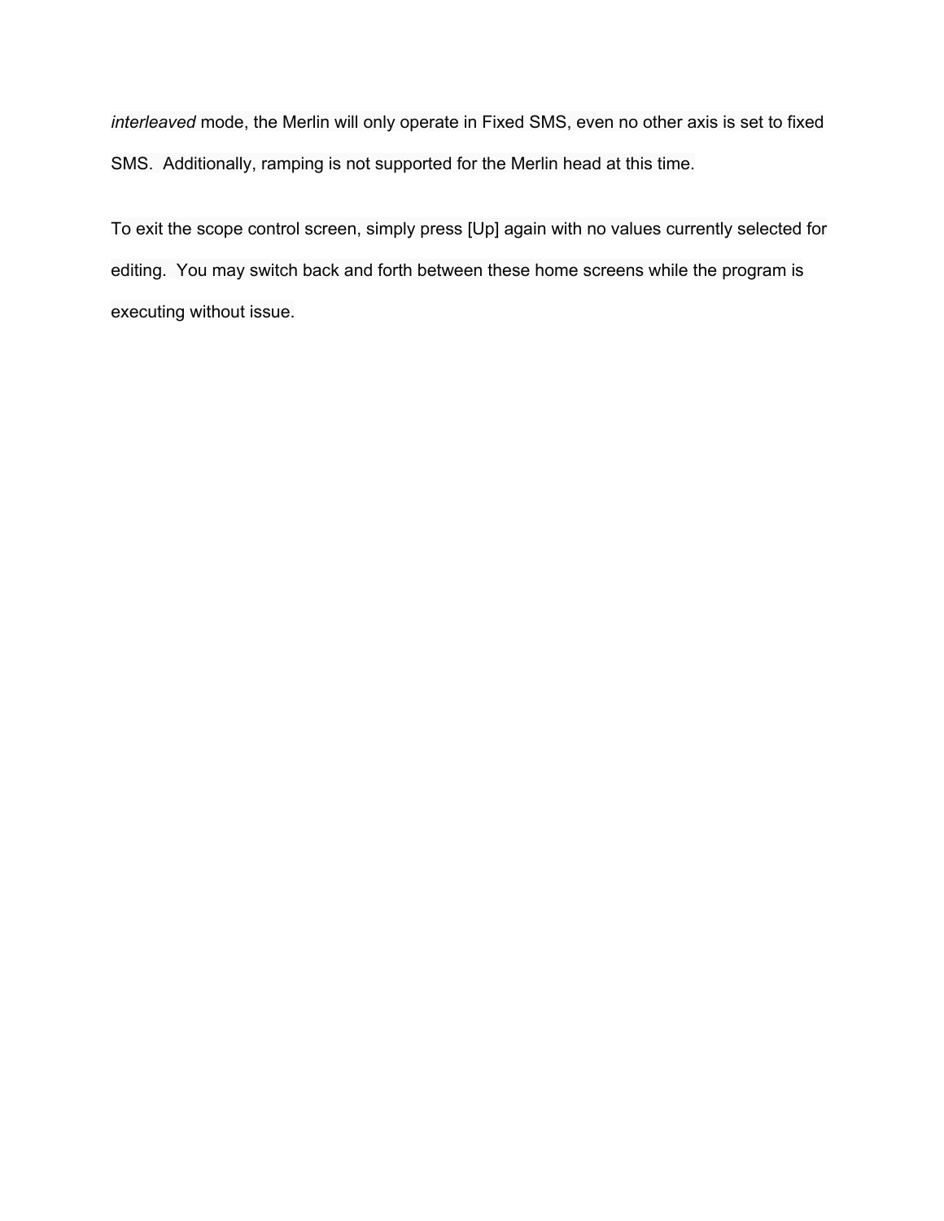*interleaved* mode, the Merlin will only operate in Fixed SMS, even no other axis is set to fixed SMS.  Additionally, ramping is not supported for the Merlin head at this time.

To exit the scope control screen, simply press [Up] again with no values currently selected for editing.  You may switch back and forth between these home screens while the program is executing without issue.